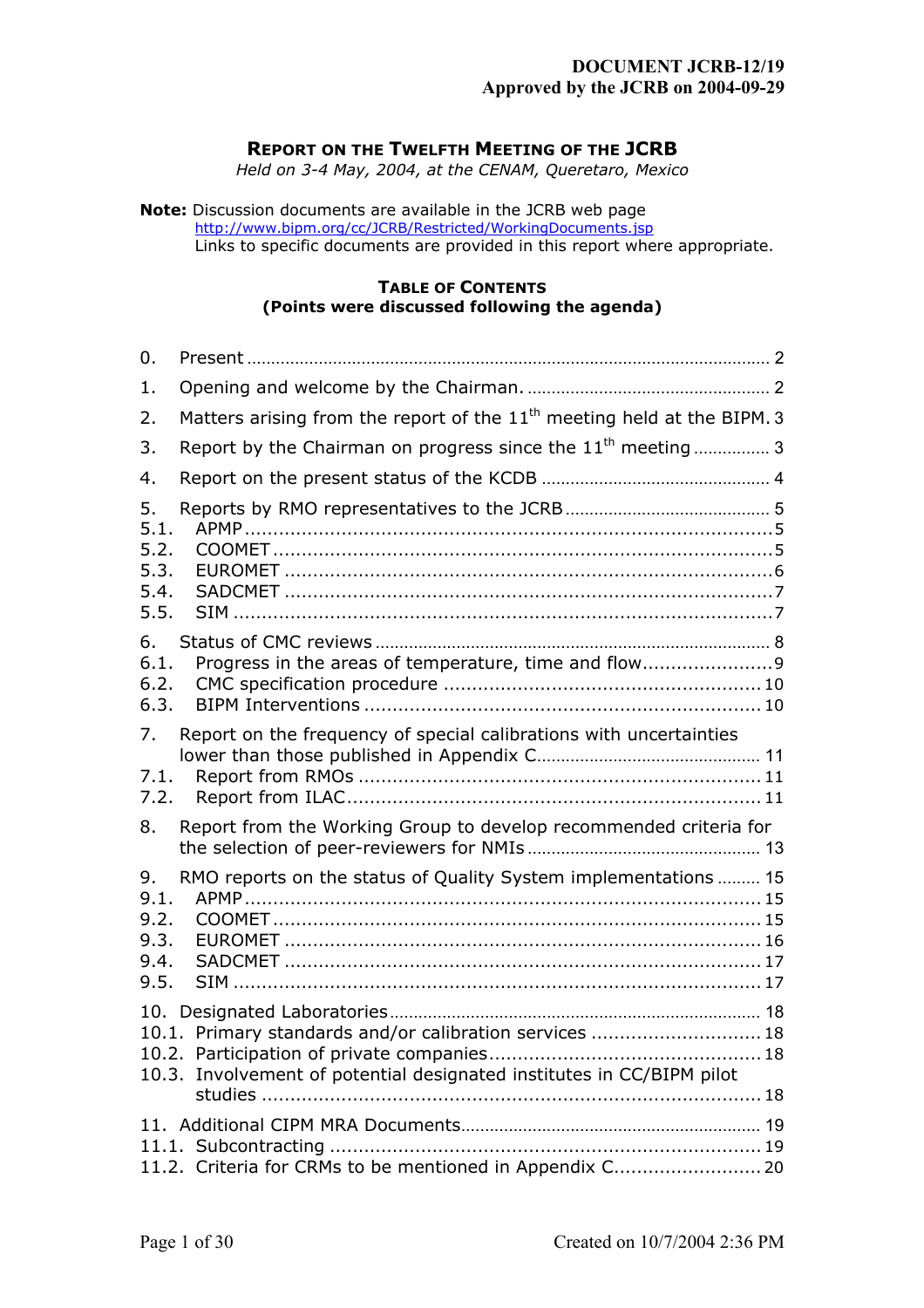**DOCUMENT JCRB-12/19**
**Approved by the JCRB on 2004-09-29**

# REPORT ON THE TWELFTH MEETING OF THE JCRB

*Held on 3-4 May, 2004, at the CENAM, Queretaro, Mexico*

**Note:** Discussion documents are available in the JCRB web page
http://www.bipm.org/cc/JCRB/Restricted/WorkingDocuments.jsp
Links to specific documents are provided in this report where appropriate.

## TABLE OF CONTENTS
**(Points were discussed following the agenda)**

0. Present ... 2
1. Opening and welcome by the Chairman. ... 2
2. Matters arising from the report of the 11th meeting held at the BIPM. 3
3. Report by the Chairman on progress since the 11th meeting ... 3
4. Report on the present status of the KCDB ... 4
5. Reports by RMO representatives to the JCRB ... 5
   - 5.1. APMP ... 5
   - 5.2. COOMET ... 5
   - 5.3. EUROMET ... 6
   - 5.4. SADCMET ... 7
   - 5.5. SIM ... 7
6. Status of CMC reviews ... 8
   - 6.1. Progress in the areas of temperature, time and flow ... 9
   - 6.2. CMC specification procedure ... 10
   - 6.3. BIPM Interventions ... 10
7. Report on the frequency of special calibrations with uncertainties lower than those published in Appendix C ... 11
   - 7.1. Report from RMOs ... 11
   - 7.2. Report from ILAC ... 11
8. Report from the Working Group to develop recommended criteria for the selection of peer-reviewers for NMIs ... 13
9. RMO reports on the status of Quality System implementations ... 15
   - 9.1. APMP ... 15
   - 9.2. COOMET ... 15
   - 9.3. EUROMET ... 16
   - 9.4. SADCMET ... 17
   - 9.5. SIM ... 17
10. Designated Laboratories ... 18
    - 10.1. Primary standards and/or calibration services ... 18
    - 10.2. Participation of private companies ... 18
    - 10.3. Involvement of potential designated institutes in CC/BIPM pilot studies ... 18
11. Additional CIPM MRA Documents ... 19
    - 11.1. Subcontracting ... 19
    - 11.2. Criteria for CRMs to be mentioned in Appendix C ... 20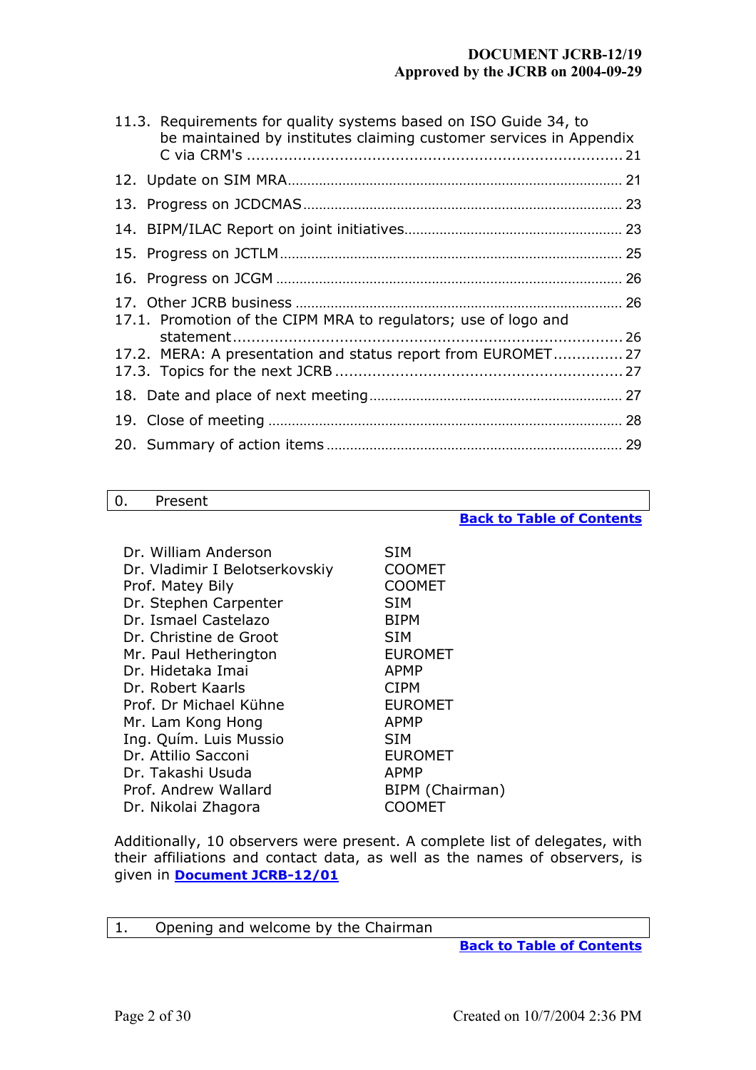11.3. Requirements for quality systems based on ISO Guide 34, to be maintained by institutes claiming customer services in Appendix C via CRM's ........ 21

12. Update on SIM MRA ........ 21

13. Progress on JCDCMAS ........ 23

14. BIPM/ILAC Report on joint initiatives ........ 23

15. Progress on JCTLM ........ 25

16. Progress on JCGM ........ 26

17. Other JCRB business ........ 26

17.1. Promotion of the CIPM MRA to regulators; use of logo and statement ........ 26

17.2. MERA: A presentation and status report from EUROMET ........ 27

17.3. Topics for the next JCRB ........ 27

18. Date and place of next meeting ........ 27

19. Close of meeting ........ 28

20. Summary of action items ........ 29

## 0. Present

**Back to Table of Contents**

| | |
|---|---|
| Dr. William Anderson | SIM |
| Dr. Vladimir I Belotserkovskiy | COOMET |
| Prof. Matey Bily | COOMET |
| Dr. Stephen Carpenter | SIM |
| Dr. Ismael Castelazo | BIPM |
| Dr. Christine de Groot | SIM |
| Mr. Paul Hetherington | EUROMET |
| Dr. Hidetaka Imai | APMP |
| Dr. Robert Kaarls | CIPM |
| Prof. Dr Michael Kühne | EUROMET |
| Mr. Lam Kong Hong | APMP |
| Ing. Quím. Luis Mussio | SIM |
| Dr. Attilio Sacconi | EUROMET |
| Dr. Takashi Usuda | APMP |
| Prof. Andrew Wallard | BIPM (Chairman) |
| Dr. Nikolai Zhagora | COOMET |

Additionally, 10 observers were present. A complete list of delegates, with their affiliations and contact data, as well as the names of observers, is given in **Document JCRB-12/01**

## 1. Opening and welcome by the Chairman

**Back to Table of Contents**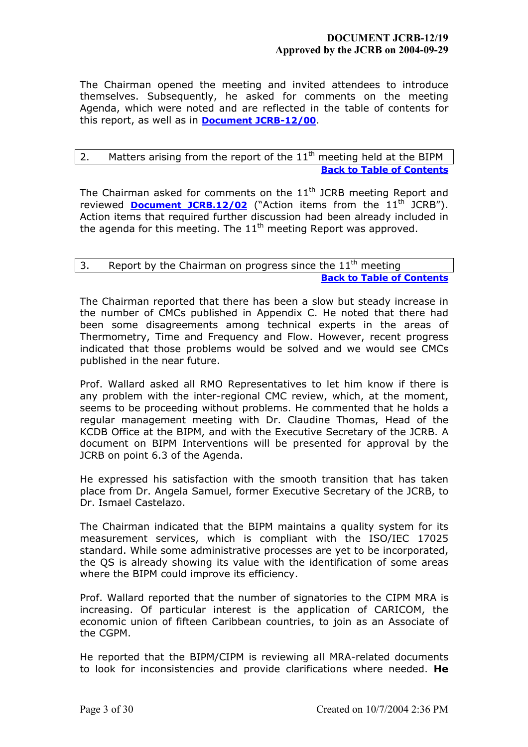The Chairman opened the meeting and invited attendees to introduce themselves. Subsequently, he asked for comments on the meeting Agenda, which were noted and are reflected in the table of contents for this report, as well as in **Document JCRB-12/00**.

## 2. Matters arising from the report of the 11th meeting held at the BIPM

**Back to Table of Contents**

The Chairman asked for comments on the 11th JCRB meeting Report and reviewed **Document JCRB.12/02** ("Action items from the 11th JCRB"). Action items that required further discussion had been already included in the agenda for this meeting. The 11th meeting Report was approved.

## 3. Report by the Chairman on progress since the 11th meeting

**Back to Table of Contents**

The Chairman reported that there has been a slow but steady increase in the number of CMCs published in Appendix C. He noted that there had been some disagreements among technical experts in the areas of Thermometry, Time and Frequency and Flow. However, recent progress indicated that those problems would be solved and we would see CMCs published in the near future.

Prof. Wallard asked all RMO Representatives to let him know if there is any problem with the inter-regional CMC review, which, at the moment, seems to be proceeding without problems. He commented that he holds a regular management meeting with Dr. Claudine Thomas, Head of the KCDB Office at the BIPM, and with the Executive Secretary of the JCRB. A document on BIPM Interventions will be presented for approval by the JCRB on point 6.3 of the Agenda.

He expressed his satisfaction with the smooth transition that has taken place from Dr. Angela Samuel, former Executive Secretary of the JCRB, to Dr. Ismael Castelazo.

The Chairman indicated that the BIPM maintains a quality system for its measurement services, which is compliant with the ISO/IEC 17025 standard. While some administrative processes are yet to be incorporated, the QS is already showing its value with the identification of some areas where the BIPM could improve its efficiency.

Prof. Wallard reported that the number of signatories to the CIPM MRA is increasing. Of particular interest is the application of CARICOM, the economic union of fifteen Caribbean countries, to join as an Associate of the CGPM.

He reported that the BIPM/CIPM is reviewing all MRA-related documents to look for inconsistencies and provide clarifications where needed. **He**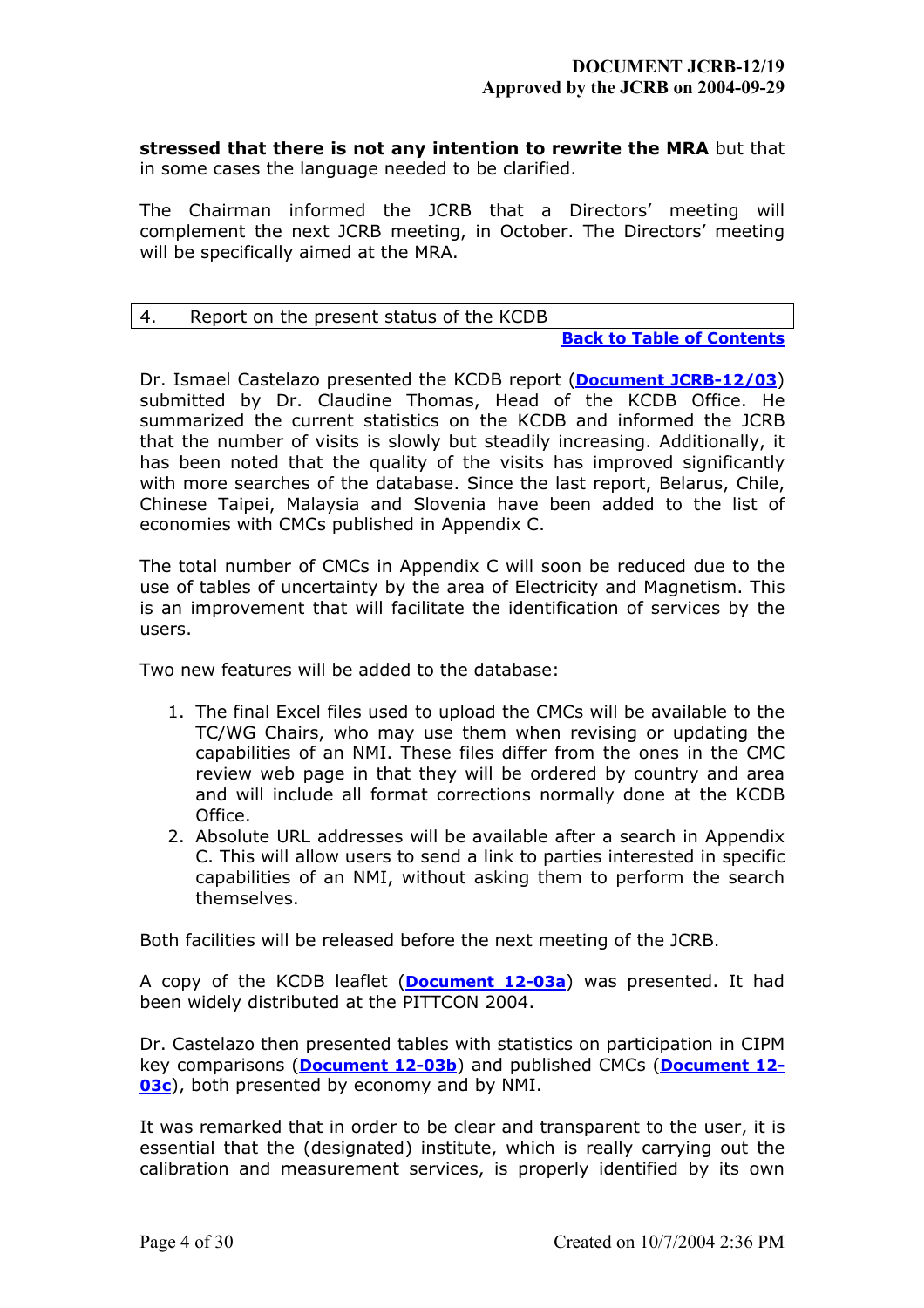**stressed that there is not any intention to rewrite the MRA** but that in some cases the language needed to be clarified.

The Chairman informed the JCRB that a Directors' meeting will complement the next JCRB meeting, in October. The Directors' meeting will be specifically aimed at the MRA.

## 4. Report on the present status of the KCDB

**Back to Table of Contents**

Dr. Ismael Castelazo presented the KCDB report (**Document JCRB-12/03**) submitted by Dr. Claudine Thomas, Head of the KCDB Office. He summarized the current statistics on the KCDB and informed the JCRB that the number of visits is slowly but steadily increasing. Additionally, it has been noted that the quality of the visits has improved significantly with more searches of the database. Since the last report, Belarus, Chile, Chinese Taipei, Malaysia and Slovenia have been added to the list of economies with CMCs published in Appendix C.

The total number of CMCs in Appendix C will soon be reduced due to the use of tables of uncertainty by the area of Electricity and Magnetism. This is an improvement that will facilitate the identification of services by the users.

Two new features will be added to the database:

1. The final Excel files used to upload the CMCs will be available to the TC/WG Chairs, who may use them when revising or updating the capabilities of an NMI. These files differ from the ones in the CMC review web page in that they will be ordered by country and area and will include all format corrections normally done at the KCDB Office.
2. Absolute URL addresses will be available after a search in Appendix C. This will allow users to send a link to parties interested in specific capabilities of an NMI, without asking them to perform the search themselves.

Both facilities will be released before the next meeting of the JCRB.

A copy of the KCDB leaflet (**Document 12-03a**) was presented. It had been widely distributed at the PITTCON 2004.

Dr. Castelazo then presented tables with statistics on participation in CIPM key comparisons (**Document 12-03b**) and published CMCs (**Document 12-03c**), both presented by economy and by NMI.

It was remarked that in order to be clear and transparent to the user, it is essential that the (designated) institute, which is really carrying out the calibration and measurement services, is properly identified by its own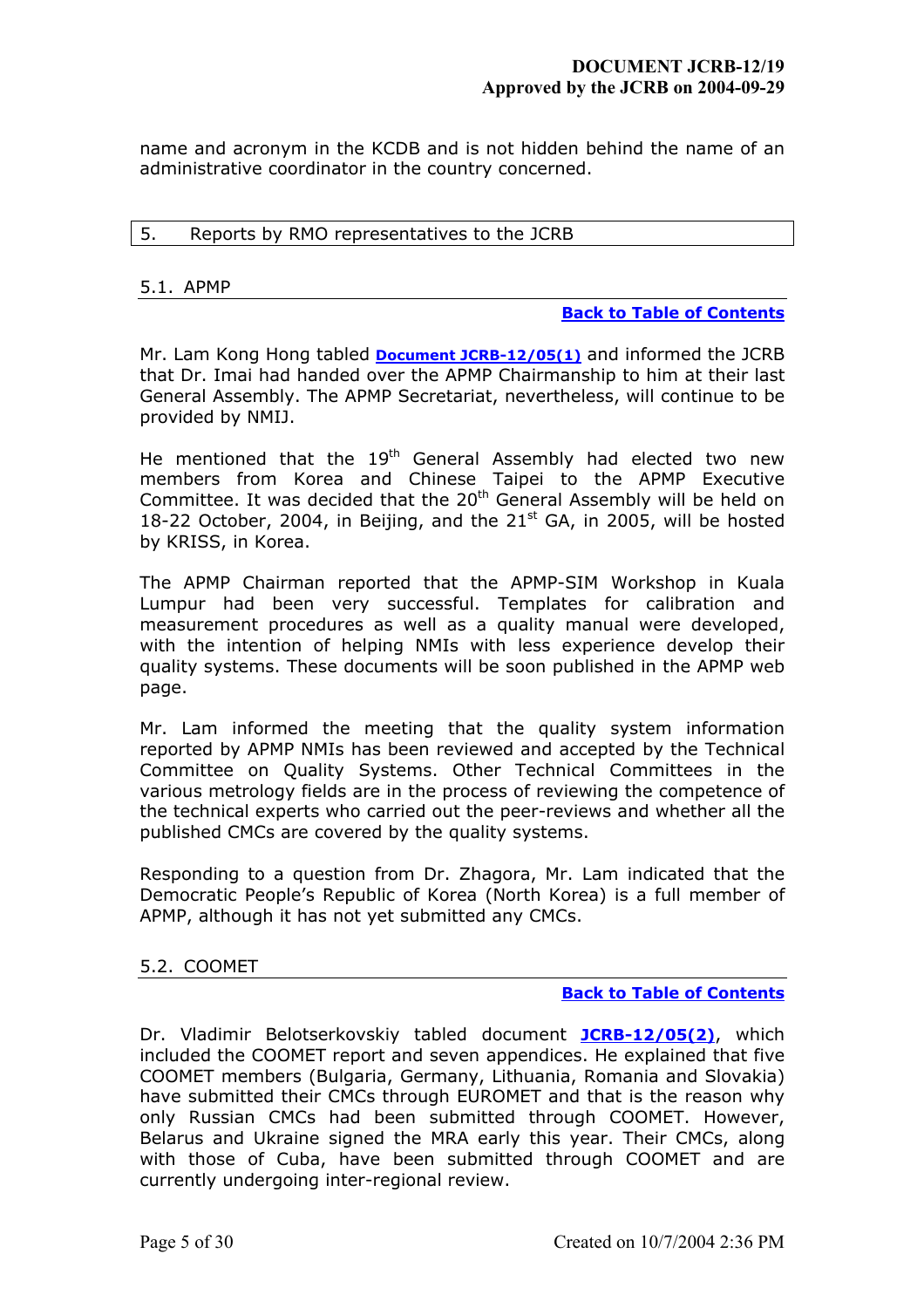name and acronym in the KCDB and is not hidden behind the name of an administrative coordinator in the country concerned.

## 5. Reports by RMO representatives to the JCRB

### 5.1. APMP

**Back to Table of Contents**

Mr. Lam Kong Hong tabled **Document JCRB-12/05(1)** and informed the JCRB that Dr. Imai had handed over the APMP Chairmanship to him at their last General Assembly. The APMP Secretariat, nevertheless, will continue to be provided by NMIJ.

He mentioned that the 19th General Assembly had elected two new members from Korea and Chinese Taipei to the APMP Executive Committee. It was decided that the 20th General Assembly will be held on 18-22 October, 2004, in Beijing, and the 21st GA, in 2005, will be hosted by KRISS, in Korea.

The APMP Chairman reported that the APMP-SIM Workshop in Kuala Lumpur had been very successful. Templates for calibration and measurement procedures as well as a quality manual were developed, with the intention of helping NMIs with less experience develop their quality systems. These documents will be soon published in the APMP web page.

Mr. Lam informed the meeting that the quality system information reported by APMP NMIs has been reviewed and accepted by the Technical Committee on Quality Systems. Other Technical Committees in the various metrology fields are in the process of reviewing the competence of the technical experts who carried out the peer-reviews and whether all the published CMCs are covered by the quality systems.

Responding to a question from Dr. Zhagora, Mr. Lam indicated that the Democratic People's Republic of Korea (North Korea) is a full member of APMP, although it has not yet submitted any CMCs.

### 5.2. COOMET

**Back to Table of Contents**

Dr. Vladimir Belotserkovskiy tabled document **JCRB-12/05(2)**, which included the COOMET report and seven appendices. He explained that five COOMET members (Bulgaria, Germany, Lithuania, Romania and Slovakia) have submitted their CMCs through EUROMET and that is the reason why only Russian CMCs had been submitted through COOMET. However, Belarus and Ukraine signed the MRA early this year. Their CMCs, along with those of Cuba, have been submitted through COOMET and are currently undergoing inter-regional review.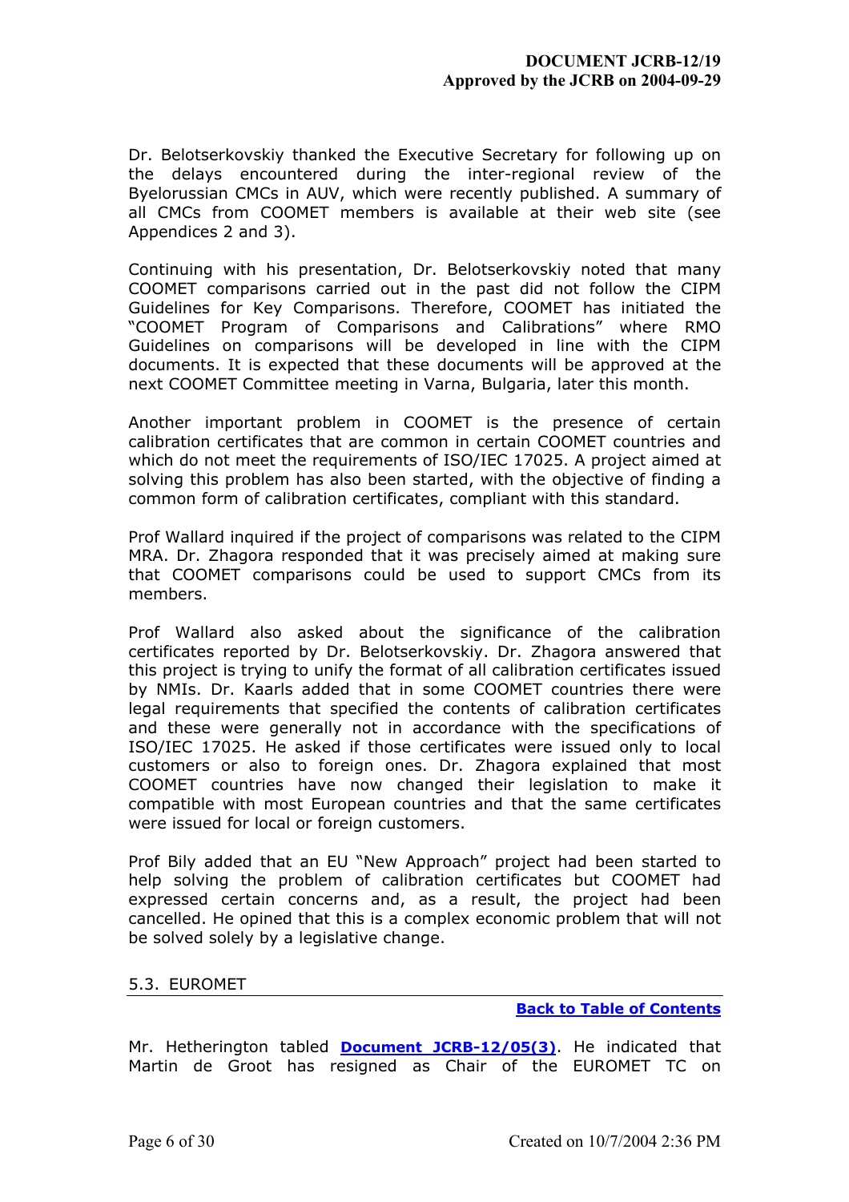Dr. Belotserkovskiy thanked the Executive Secretary for following up on the delays encountered during the inter-regional review of the Byelorussian CMCs in AUV, which were recently published. A summary of all CMCs from COOMET members is available at their web site (see Appendices 2 and 3).

Continuing with his presentation, Dr. Belotserkovskiy noted that many COOMET comparisons carried out in the past did not follow the CIPM Guidelines for Key Comparisons. Therefore, COOMET has initiated the "COOMET Program of Comparisons and Calibrations" where RMO Guidelines on comparisons will be developed in line with the CIPM documents. It is expected that these documents will be approved at the next COOMET Committee meeting in Varna, Bulgaria, later this month.

Another important problem in COOMET is the presence of certain calibration certificates that are common in certain COOMET countries and which do not meet the requirements of ISO/IEC 17025. A project aimed at solving this problem has also been started, with the objective of finding a common form of calibration certificates, compliant with this standard.

Prof Wallard inquired if the project of comparisons was related to the CIPM MRA. Dr. Zhagora responded that it was precisely aimed at making sure that COOMET comparisons could be used to support CMCs from its members.

Prof Wallard also asked about the significance of the calibration certificates reported by Dr. Belotserkovskiy. Dr. Zhagora answered that this project is trying to unify the format of all calibration certificates issued by NMIs. Dr. Kaarls added that in some COOMET countries there were legal requirements that specified the contents of calibration certificates and these were generally not in accordance with the specifications of ISO/IEC 17025. He asked if those certificates were issued only to local customers or also to foreign ones. Dr. Zhagora explained that most COOMET countries have now changed their legislation to make it compatible with most European countries and that the same certificates were issued for local or foreign customers.

Prof Bily added that an EU "New Approach" project had been started to help solving the problem of calibration certificates but COOMET had expressed certain concerns and, as a result, the project had been cancelled. He opined that this is a complex economic problem that will not be solved solely by a legislative change.

### 5.3. EUROMET

**Back to Table of Contents**

Mr. Hetherington tabled **Document JCRB-12/05(3)**. He indicated that Martin de Groot has resigned as Chair of the EUROMET TC on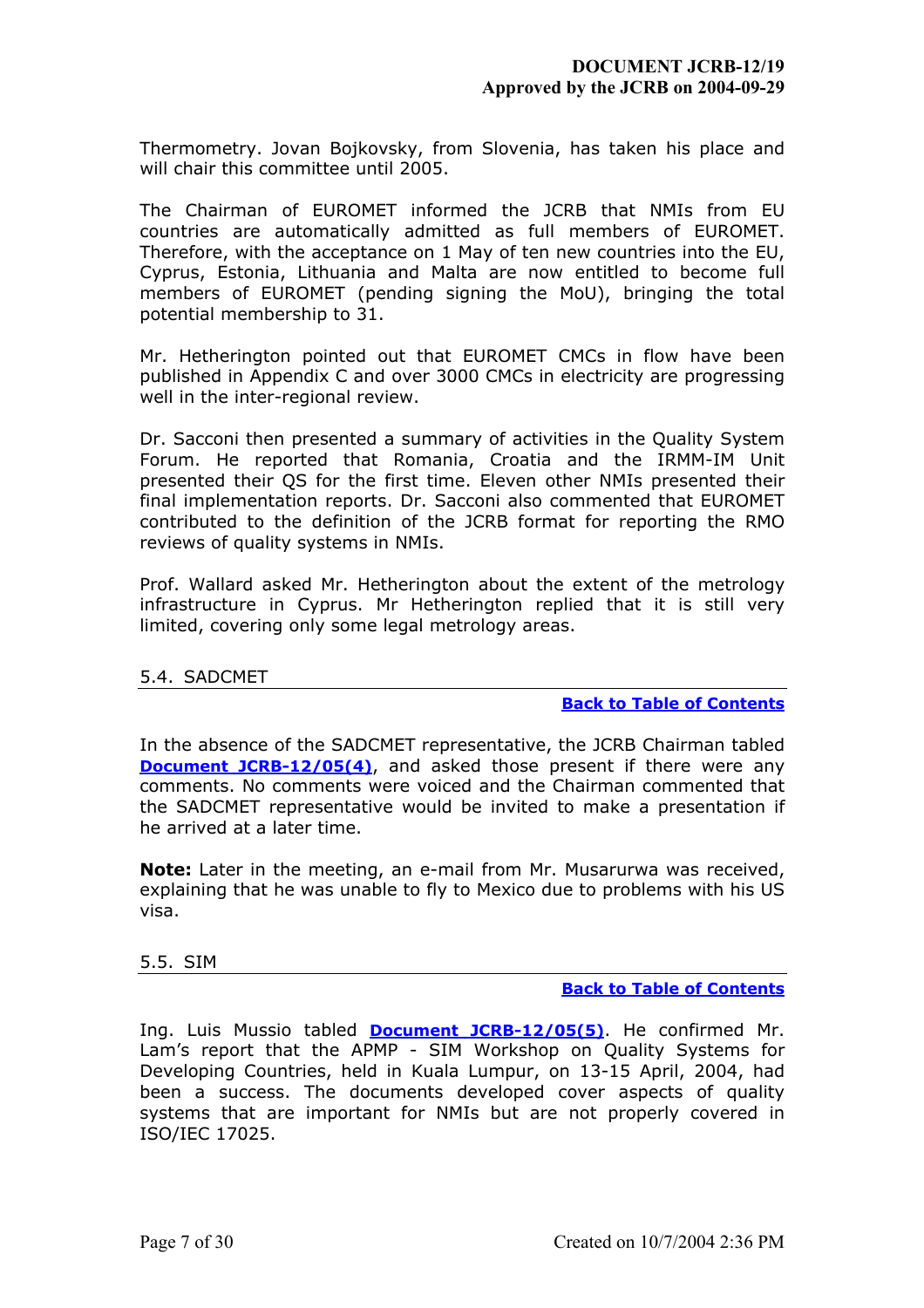Thermometry. Jovan Bojkovsky, from Slovenia, has taken his place and will chair this committee until 2005.

The Chairman of EUROMET informed the JCRB that NMIs from EU countries are automatically admitted as full members of EUROMET. Therefore, with the acceptance on 1 May of ten new countries into the EU, Cyprus, Estonia, Lithuania and Malta are now entitled to become full members of EUROMET (pending signing the MoU), bringing the total potential membership to 31.

Mr. Hetherington pointed out that EUROMET CMCs in flow have been published in Appendix C and over 3000 CMCs in electricity are progressing well in the inter-regional review.

Dr. Sacconi then presented a summary of activities in the Quality System Forum. He reported that Romania, Croatia and the IRMM-IM Unit presented their QS for the first time. Eleven other NMIs presented their final implementation reports. Dr. Sacconi also commented that EUROMET contributed to the definition of the JCRB format for reporting the RMO reviews of quality systems in NMIs.

Prof. Wallard asked Mr. Hetherington about the extent of the metrology infrastructure in Cyprus. Mr Hetherington replied that it is still very limited, covering only some legal metrology areas.

### 5.4. SADCMET

**Back to Table of Contents**

In the absence of the SADCMET representative, the JCRB Chairman tabled **Document JCRB-12/05(4)**, and asked those present if there were any comments. No comments were voiced and the Chairman commented that the SADCMET representative would be invited to make a presentation if he arrived at a later time.

**Note:** Later in the meeting, an e-mail from Mr. Musarurwa was received, explaining that he was unable to fly to Mexico due to problems with his US visa.

### 5.5. SIM

**Back to Table of Contents**

Ing. Luis Mussio tabled **Document JCRB-12/05(5)**. He confirmed Mr. Lam's report that the APMP - SIM Workshop on Quality Systems for Developing Countries, held in Kuala Lumpur, on 13-15 April, 2004, had been a success. The documents developed cover aspects of quality systems that are important for NMIs but are not properly covered in ISO/IEC 17025.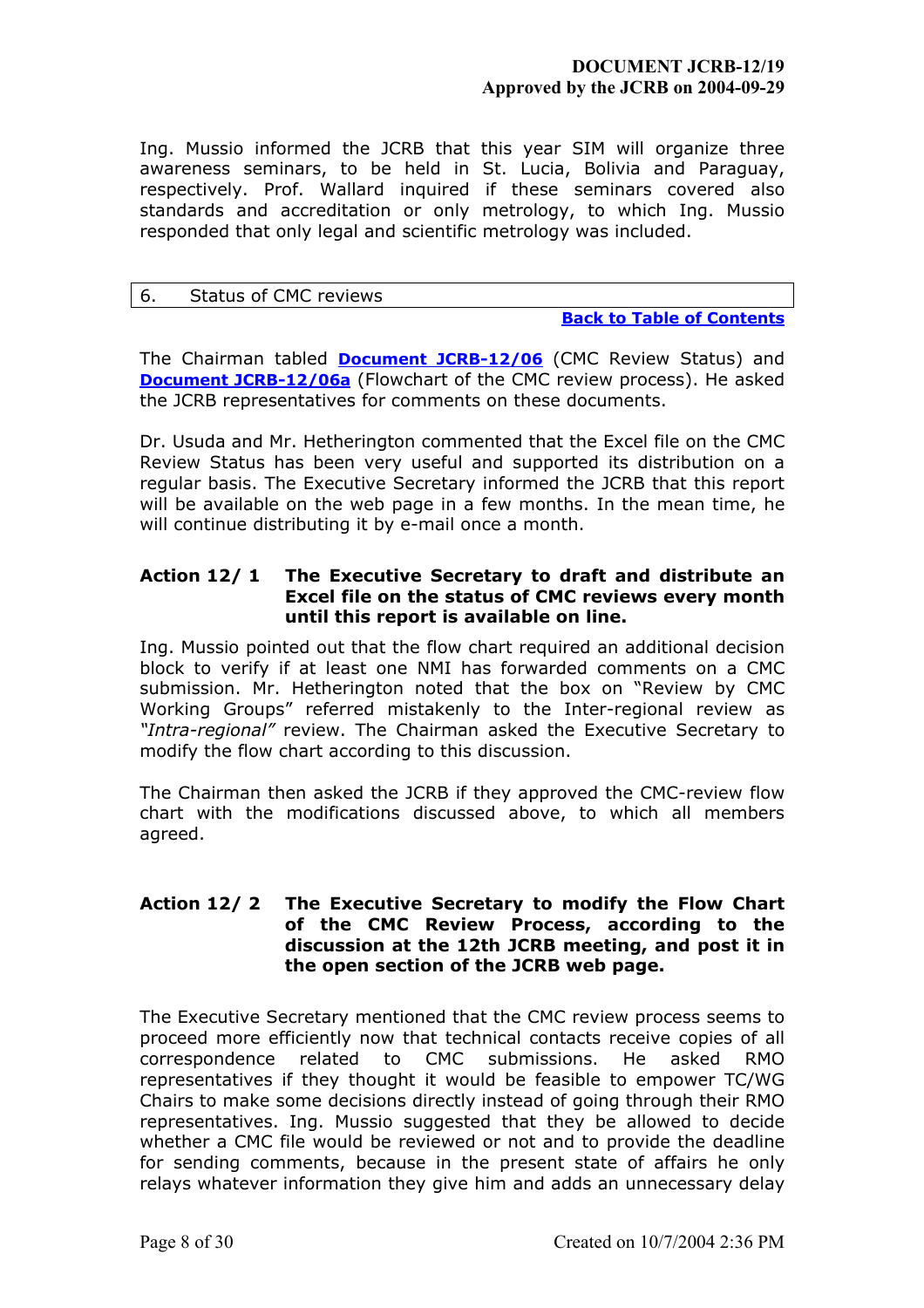Ing. Mussio informed the JCRB that this year SIM will organize three awareness seminars, to be held in St. Lucia, Bolivia and Paraguay, respectively. Prof. Wallard inquired if these seminars covered also standards and accreditation or only metrology, to which Ing. Mussio responded that only legal and scientific metrology was included.

## 6. Status of CMC reviews

**Back to Table of Contents**

The Chairman tabled **Document JCRB-12/06** (CMC Review Status) and **Document JCRB-12/06a** (Flowchart of the CMC review process). He asked the JCRB representatives for comments on these documents.

Dr. Usuda and Mr. Hetherington commented that the Excel file on the CMC Review Status has been very useful and supported its distribution on a regular basis. The Executive Secretary informed the JCRB that this report will be available on the web page in a few months. In the mean time, he will continue distributing it by e-mail once a month.

**Action 12/ 1 The Executive Secretary to draft and distribute an Excel file on the status of CMC reviews every month until this report is available on line.**

Ing. Mussio pointed out that the flow chart required an additional decision block to verify if at least one NMI has forwarded comments on a CMC submission. Mr. Hetherington noted that the box on "Review by CMC Working Groups" referred mistakenly to the Inter-regional review as *"Intra-regional"* review. The Chairman asked the Executive Secretary to modify the flow chart according to this discussion.

The Chairman then asked the JCRB if they approved the CMC-review flow chart with the modifications discussed above, to which all members agreed.

**Action 12/ 2 The Executive Secretary to modify the Flow Chart of the CMC Review Process, according to the discussion at the 12th JCRB meeting, and post it in the open section of the JCRB web page.**

The Executive Secretary mentioned that the CMC review process seems to proceed more efficiently now that technical contacts receive copies of all correspondence related to CMC submissions. He asked RMO representatives if they thought it would be feasible to empower TC/WG Chairs to make some decisions directly instead of going through their RMO representatives. Ing. Mussio suggested that they be allowed to decide whether a CMC file would be reviewed or not and to provide the deadline for sending comments, because in the present state of affairs he only relays whatever information they give him and adds an unnecessary delay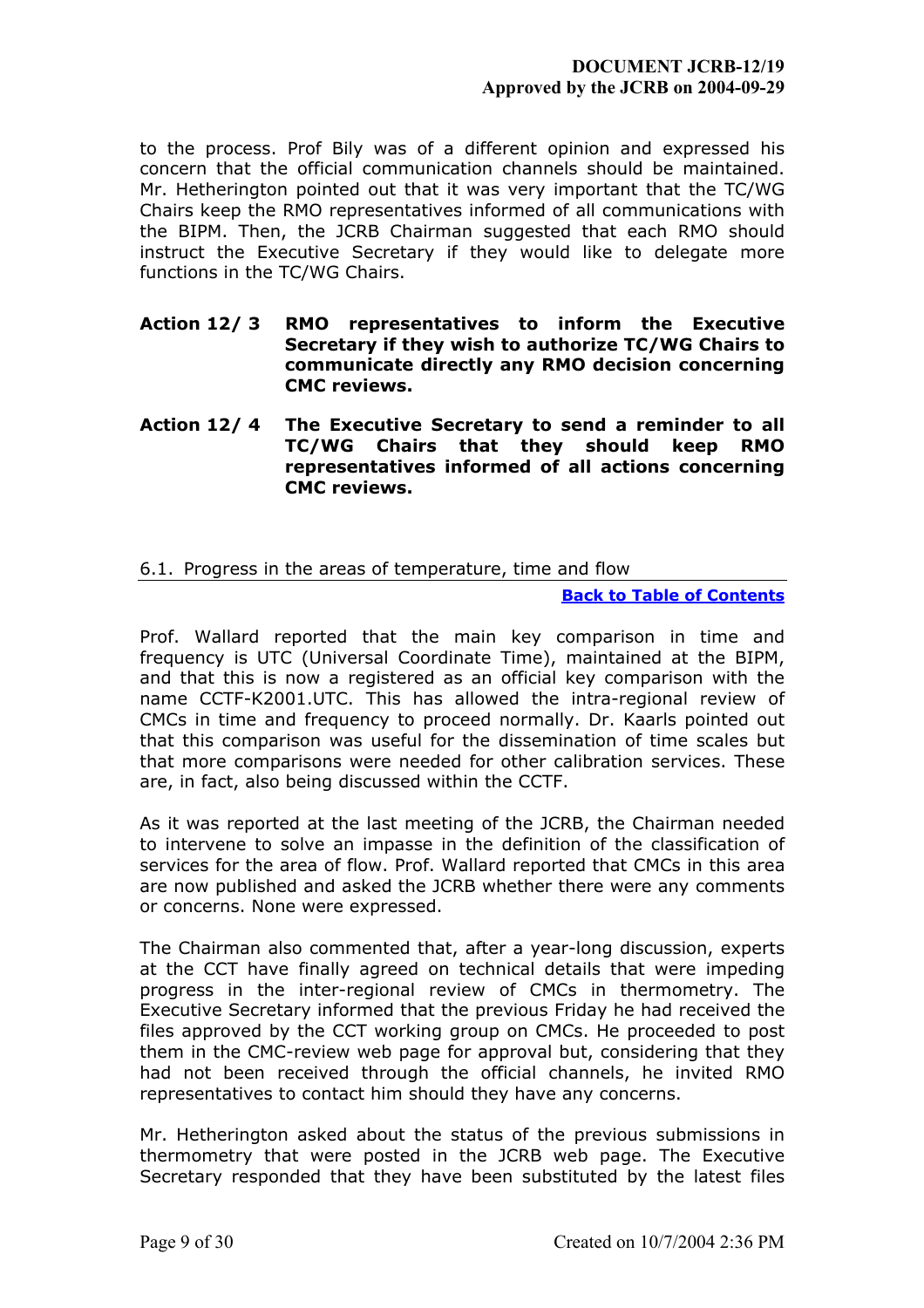to the process. Prof Bily was of a different opinion and expressed his concern that the official communication channels should be maintained. Mr. Hetherington pointed out that it was very important that the TC/WG Chairs keep the RMO representatives informed of all communications with the BIPM. Then, the JCRB Chairman suggested that each RMO should instruct the Executive Secretary if they would like to delegate more functions in the TC/WG Chairs.

**Action 12/ 3 RMO representatives to inform the Executive Secretary if they wish to authorize TC/WG Chairs to communicate directly any RMO decision concerning CMC reviews.**

**Action 12/ 4 The Executive Secretary to send a reminder to all TC/WG Chairs that they should keep RMO representatives informed of all actions concerning CMC reviews.**

## 6.1. Progress in the areas of temperature, time and flow

**Back to Table of Contents**

Prof. Wallard reported that the main key comparison in time and frequency is UTC (Universal Coordinate Time), maintained at the BIPM, and that this is now a registered as an official key comparison with the name CCTF-K2001.UTC. This has allowed the intra-regional review of CMCs in time and frequency to proceed normally. Dr. Kaarls pointed out that this comparison was useful for the dissemination of time scales but that more comparisons were needed for other calibration services. These are, in fact, also being discussed within the CCTF.

As it was reported at the last meeting of the JCRB, the Chairman needed to intervene to solve an impasse in the definition of the classification of services for the area of flow. Prof. Wallard reported that CMCs in this area are now published and asked the JCRB whether there were any comments or concerns. None were expressed.

The Chairman also commented that, after a year-long discussion, experts at the CCT have finally agreed on technical details that were impeding progress in the inter-regional review of CMCs in thermometry. The Executive Secretary informed that the previous Friday he had received the files approved by the CCT working group on CMCs. He proceeded to post them in the CMC-review web page for approval but, considering that they had not been received through the official channels, he invited RMO representatives to contact him should they have any concerns.

Mr. Hetherington asked about the status of the previous submissions in thermometry that were posted in the JCRB web page. The Executive Secretary responded that they have been substituted by the latest files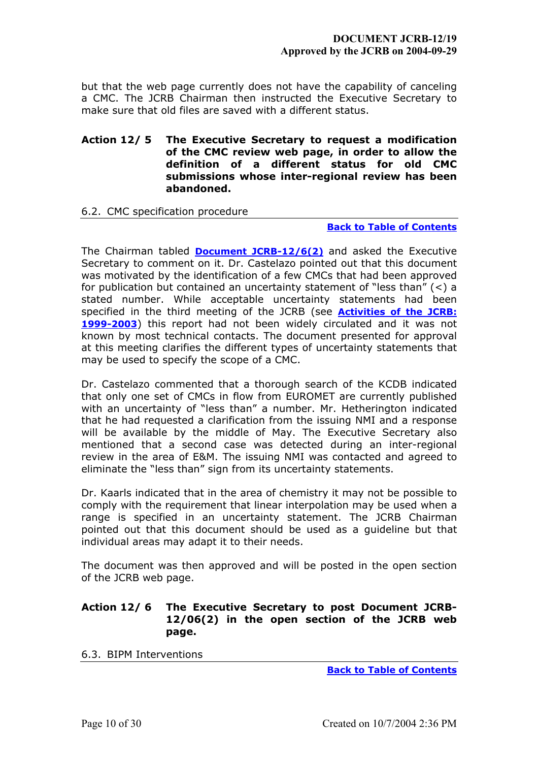but that the web page currently does not have the capability of canceling a CMC. The JCRB Chairman then instructed the Executive Secretary to make sure that old files are saved with a different status.

**Action 12/ 5 The Executive Secretary to request a modification of the CMC review web page, in order to allow the definition of a different status for old CMC submissions whose inter-regional review has been abandoned.**

### 6.2. CMC specification procedure

**Back to Table of Contents**

The Chairman tabled **Document JCRB-12/6(2)** and asked the Executive Secretary to comment on it. Dr. Castelazo pointed out that this document was motivated by the identification of a few CMCs that had been approved for publication but contained an uncertainty statement of "less than" (<) a stated number. While acceptable uncertainty statements had been specified in the third meeting of the JCRB (see **Activities of the JCRB: 1999-2003**) this report had not been widely circulated and it was not known by most technical contacts. The document presented for approval at this meeting clarifies the different types of uncertainty statements that may be used to specify the scope of a CMC.

Dr. Castelazo commented that a thorough search of the KCDB indicated that only one set of CMCs in flow from EUROMET are currently published with an uncertainty of "less than" a number. Mr. Hetherington indicated that he had requested a clarification from the issuing NMI and a response will be available by the middle of May. The Executive Secretary also mentioned that a second case was detected during an inter-regional review in the area of E&M. The issuing NMI was contacted and agreed to eliminate the "less than" sign from its uncertainty statements.

Dr. Kaarls indicated that in the area of chemistry it may not be possible to comply with the requirement that linear interpolation may be used when a range is specified in an uncertainty statement. The JCRB Chairman pointed out that this document should be used as a guideline but that individual areas may adapt it to their needs.

The document was then approved and will be posted in the open section of the JCRB web page.

**Action 12/ 6 The Executive Secretary to post Document JCRB-12/06(2) in the open section of the JCRB web page.**

### 6.3. BIPM Interventions

**Back to Table of Contents**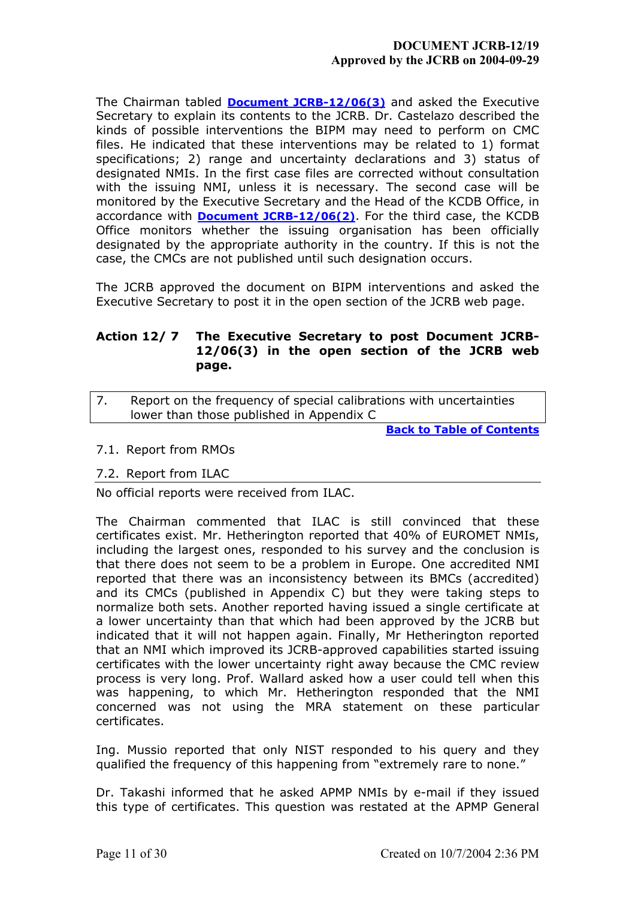The Chairman tabled **Document JCRB-12/06(3)** and asked the Executive Secretary to explain its contents to the JCRB. Dr. Castelazo described the kinds of possible interventions the BIPM may need to perform on CMC files. He indicated that these interventions may be related to 1) format specifications; 2) range and uncertainty declarations and 3) status of designated NMIs. In the first case files are corrected without consultation with the issuing NMI, unless it is necessary. The second case will be monitored by the Executive Secretary and the Head of the KCDB Office, in accordance with **Document JCRB-12/06(2)**. For the third case, the KCDB Office monitors whether the issuing organisation has been officially designated by the appropriate authority in the country. If this is not the case, the CMCs are not published until such designation occurs.

The JCRB approved the document on BIPM interventions and asked the Executive Secretary to post it in the open section of the JCRB web page.

**Action 12/ 7 The Executive Secretary to post Document JCRB-12/06(3) in the open section of the JCRB web page.**

## 7. Report on the frequency of special calibrations with uncertainties lower than those published in Appendix C

**Back to Table of Contents**

### 7.1. Report from RMOs

### 7.2. Report from ILAC

No official reports were received from ILAC.

The Chairman commented that ILAC is still convinced that these certificates exist. Mr. Hetherington reported that 40% of EUROMET NMIs, including the largest ones, responded to his survey and the conclusion is that there does not seem to be a problem in Europe. One accredited NMI reported that there was an inconsistency between its BMCs (accredited) and its CMCs (published in Appendix C) but they were taking steps to normalize both sets. Another reported having issued a single certificate at a lower uncertainty than that which had been approved by the JCRB but indicated that it will not happen again. Finally, Mr Hetherington reported that an NMI which improved its JCRB-approved capabilities started issuing certificates with the lower uncertainty right away because the CMC review process is very long. Prof. Wallard asked how a user could tell when this was happening, to which Mr. Hetherington responded that the NMI concerned was not using the MRA statement on these particular certificates.

Ing. Mussio reported that only NIST responded to his query and they qualified the frequency of this happening from "extremely rare to none."

Dr. Takashi informed that he asked APMP NMIs by e-mail if they issued this type of certificates. This question was restated at the APMP General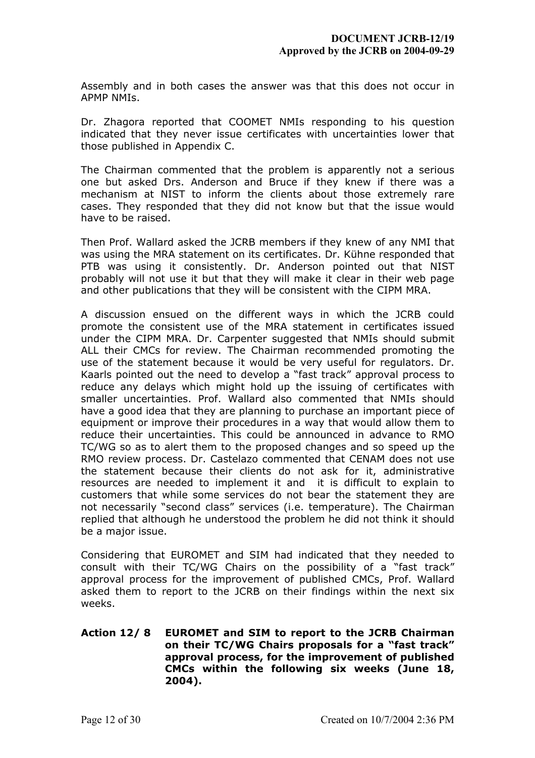Assembly and in both cases the answer was that this does not occur in APMP NMIs.

Dr. Zhagora reported that COOMET NMIs responding to his question indicated that they never issue certificates with uncertainties lower that those published in Appendix C.

The Chairman commented that the problem is apparently not a serious one but asked Drs. Anderson and Bruce if they knew if there was a mechanism at NIST to inform the clients about those extremely rare cases. They responded that they did not know but that the issue would have to be raised.

Then Prof. Wallard asked the JCRB members if they knew of any NMI that was using the MRA statement on its certificates. Dr. Kühne responded that PTB was using it consistently. Dr. Anderson pointed out that NIST probably will not use it but that they will make it clear in their web page and other publications that they will be consistent with the CIPM MRA.

A discussion ensued on the different ways in which the JCRB could promote the consistent use of the MRA statement in certificates issued under the CIPM MRA. Dr. Carpenter suggested that NMIs should submit ALL their CMCs for review. The Chairman recommended promoting the use of the statement because it would be very useful for regulators. Dr. Kaarls pointed out the need to develop a "fast track" approval process to reduce any delays which might hold up the issuing of certificates with smaller uncertainties. Prof. Wallard also commented that NMIs should have a good idea that they are planning to purchase an important piece of equipment or improve their procedures in a way that would allow them to reduce their uncertainties. This could be announced in advance to RMO TC/WG so as to alert them to the proposed changes and so speed up the RMO review process. Dr. Castelazo commented that CENAM does not use the statement because their clients do not ask for it, administrative resources are needed to implement it and it is difficult to explain to customers that while some services do not bear the statement they are not necessarily "second class" services (i.e. temperature). The Chairman replied that although he understood the problem he did not think it should be a major issue.

Considering that EUROMET and SIM had indicated that they needed to consult with their TC/WG Chairs on the possibility of a "fast track" approval process for the improvement of published CMCs, Prof. Wallard asked them to report to the JCRB on their findings within the next six weeks.

**Action 12/ 8 EUROMET and SIM to report to the JCRB Chairman on their TC/WG Chairs proposals for a "fast track" approval process, for the improvement of published CMCs within the following six weeks (June 18, 2004).**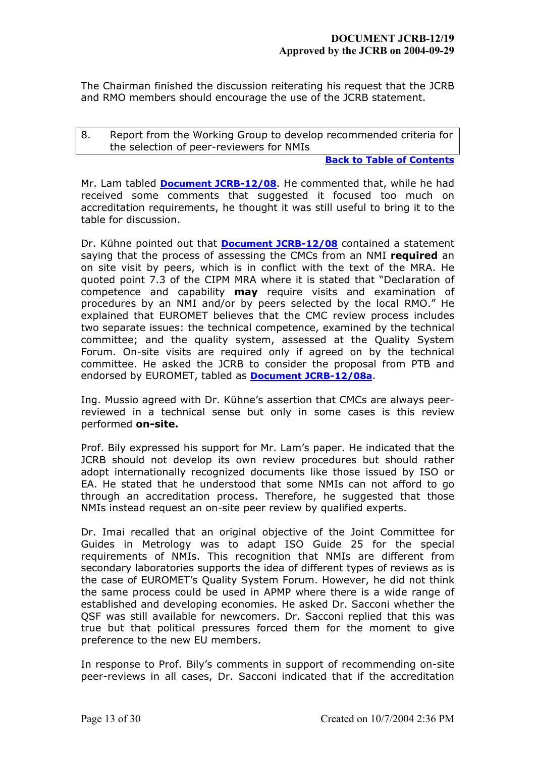The Chairman finished the discussion reiterating his request that the JCRB and RMO members should encourage the use of the JCRB statement.

## 8. Report from the Working Group to develop recommended criteria for the selection of peer-reviewers for NMIs

**Back to Table of Contents**

Mr. Lam tabled **Document JCRB-12/08**. He commented that, while he had received some comments that suggested it focused too much on accreditation requirements, he thought it was still useful to bring it to the table for discussion.

Dr. Kühne pointed out that **Document JCRB-12/08** contained a statement saying that the process of assessing the CMCs from an NMI **required** an on site visit by peers, which is in conflict with the text of the MRA. He quoted point 7.3 of the CIPM MRA where it is stated that "Declaration of competence and capability **may** require visits and examination of procedures by an NMI and/or by peers selected by the local RMO." He explained that EUROMET believes that the CMC review process includes two separate issues: the technical competence, examined by the technical committee; and the quality system, assessed at the Quality System Forum. On-site visits are required only if agreed on by the technical committee. He asked the JCRB to consider the proposal from PTB and endorsed by EUROMET, tabled as **Document JCRB-12/08a**.

Ing. Mussio agreed with Dr. Kühne's assertion that CMCs are always peer-reviewed in a technical sense but only in some cases is this review performed **on-site.**

Prof. Bily expressed his support for Mr. Lam's paper. He indicated that the JCRB should not develop its own review procedures but should rather adopt internationally recognized documents like those issued by ISO or EA. He stated that he understood that some NMIs can not afford to go through an accreditation process. Therefore, he suggested that those NMIs instead request an on-site peer review by qualified experts.

Dr. Imai recalled that an original objective of the Joint Committee for Guides in Metrology was to adapt ISO Guide 25 for the special requirements of NMIs. This recognition that NMIs are different from secondary laboratories supports the idea of different types of reviews as is the case of EUROMET's Quality System Forum. However, he did not think the same process could be used in APMP where there is a wide range of established and developing economies. He asked Dr. Sacconi whether the QSF was still available for newcomers. Dr. Sacconi replied that this was true but that political pressures forced them for the moment to give preference to the new EU members.

In response to Prof. Bily's comments in support of recommending on-site peer-reviews in all cases, Dr. Sacconi indicated that if the accreditation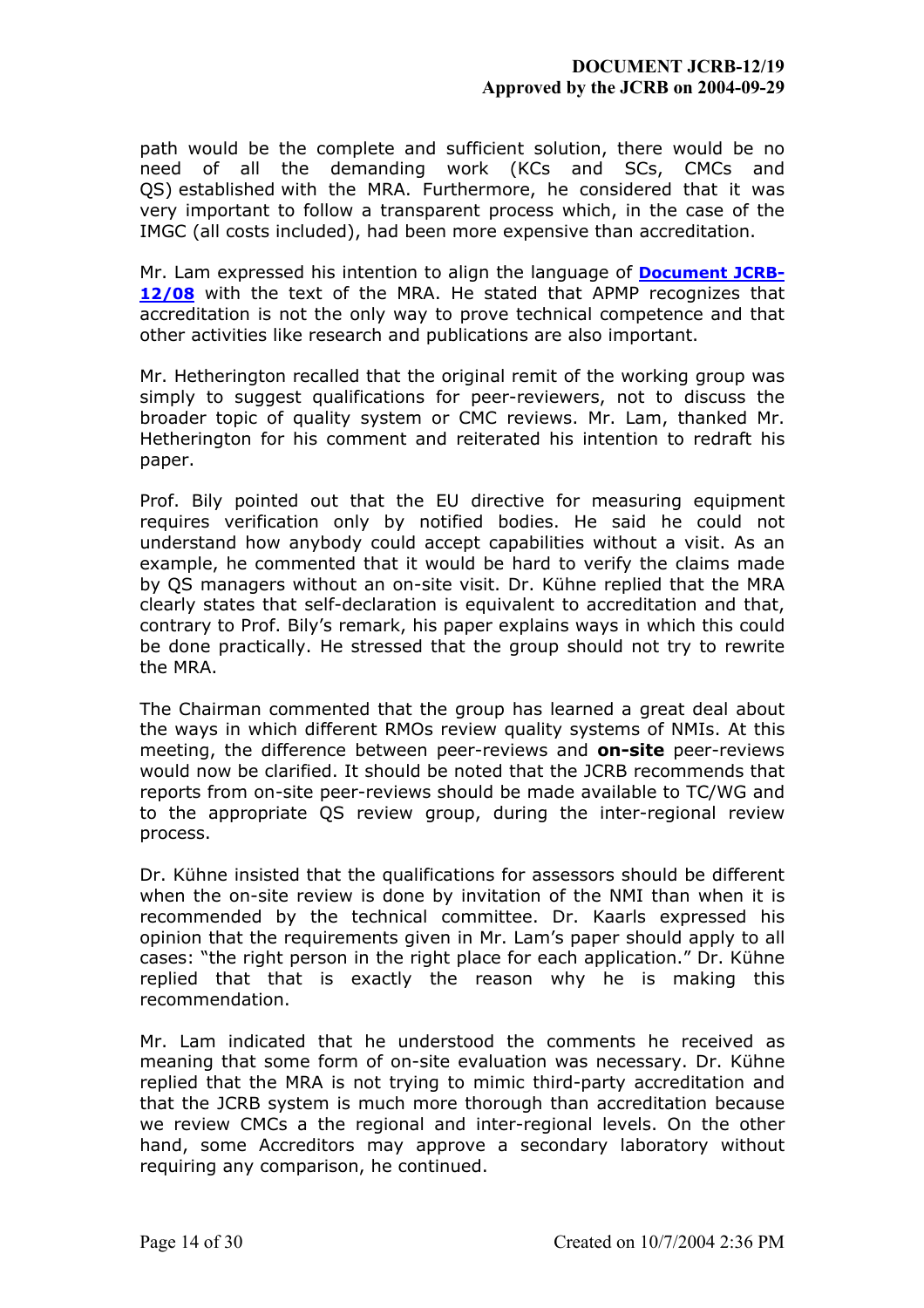path would be the complete and sufficient solution, there would be no need of all the demanding work (KCs and SCs, CMCs and QS) established with the MRA. Furthermore, he considered that it was very important to follow a transparent process which, in the case of the IMGC (all costs included), had been more expensive than accreditation.

Mr. Lam expressed his intention to align the language of **Document JCRB-12/08** with the text of the MRA. He stated that APMP recognizes that accreditation is not the only way to prove technical competence and that other activities like research and publications are also important.

Mr. Hetherington recalled that the original remit of the working group was simply to suggest qualifications for peer-reviewers, not to discuss the broader topic of quality system or CMC reviews. Mr. Lam, thanked Mr. Hetherington for his comment and reiterated his intention to redraft his paper.

Prof. Bily pointed out that the EU directive for measuring equipment requires verification only by notified bodies. He said he could not understand how anybody could accept capabilities without a visit. As an example, he commented that it would be hard to verify the claims made by QS managers without an on-site visit. Dr. Kühne replied that the MRA clearly states that self-declaration is equivalent to accreditation and that, contrary to Prof. Bily's remark, his paper explains ways in which this could be done practically. He stressed that the group should not try to rewrite the MRA.

The Chairman commented that the group has learned a great deal about the ways in which different RMOs review quality systems of NMIs. At this meeting, the difference between peer-reviews and **on-site** peer-reviews would now be clarified. It should be noted that the JCRB recommends that reports from on-site peer-reviews should be made available to TC/WG and to the appropriate QS review group, during the inter-regional review process.

Dr. Kühne insisted that the qualifications for assessors should be different when the on-site review is done by invitation of the NMI than when it is recommended by the technical committee. Dr. Kaarls expressed his opinion that the requirements given in Mr. Lam's paper should apply to all cases: "the right person in the right place for each application." Dr. Kühne replied that that is exactly the reason why he is making this recommendation.

Mr. Lam indicated that he understood the comments he received as meaning that some form of on-site evaluation was necessary. Dr. Kühne replied that the MRA is not trying to mimic third-party accreditation and that the JCRB system is much more thorough than accreditation because we review CMCs a the regional and inter-regional levels. On the other hand, some Accreditors may approve a secondary laboratory without requiring any comparison, he continued.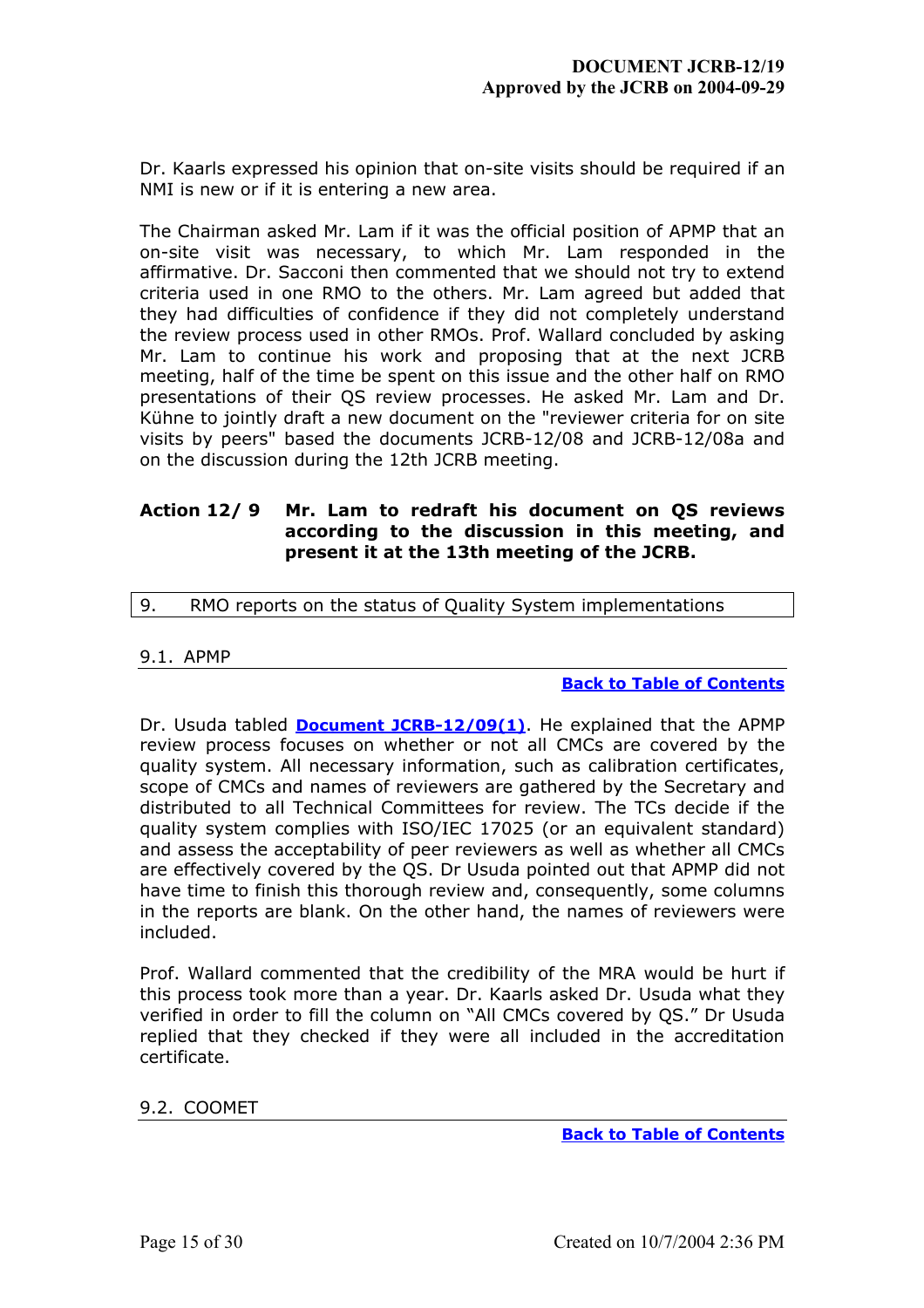Dr. Kaarls expressed his opinion that on-site visits should be required if an NMI is new or if it is entering a new area.

The Chairman asked Mr. Lam if it was the official position of APMP that an on-site visit was necessary, to which Mr. Lam responded in the affirmative. Dr. Sacconi then commented that we should not try to extend criteria used in one RMO to the others. Mr. Lam agreed but added that they had difficulties of confidence if they did not completely understand the review process used in other RMOs. Prof. Wallard concluded by asking Mr. Lam to continue his work and proposing that at the next JCRB meeting, half of the time be spent on this issue and the other half on RMO presentations of their QS review processes. He asked Mr. Lam and Dr. Kühne to jointly draft a new document on the "reviewer criteria for on site visits by peers" based the documents JCRB-12/08 and JCRB-12/08a and on the discussion during the 12th JCRB meeting.

**Action 12/ 9 Mr. Lam to redraft his document on QS reviews according to the discussion in this meeting, and present it at the 13th meeting of the JCRB.**

## 9. RMO reports on the status of Quality System implementations

### 9.1. APMP

**Back to Table of Contents**

Dr. Usuda tabled **Document JCRB-12/09(1)**. He explained that the APMP review process focuses on whether or not all CMCs are covered by the quality system. All necessary information, such as calibration certificates, scope of CMCs and names of reviewers are gathered by the Secretary and distributed to all Technical Committees for review. The TCs decide if the quality system complies with ISO/IEC 17025 (or an equivalent standard) and assess the acceptability of peer reviewers as well as whether all CMCs are effectively covered by the QS. Dr Usuda pointed out that APMP did not have time to finish this thorough review and, consequently, some columns in the reports are blank. On the other hand, the names of reviewers were included.

Prof. Wallard commented that the credibility of the MRA would be hurt if this process took more than a year. Dr. Kaarls asked Dr. Usuda what they verified in order to fill the column on "All CMCs covered by QS." Dr Usuda replied that they checked if they were all included in the accreditation certificate.

### 9.2. COOMET

**Back to Table of Contents**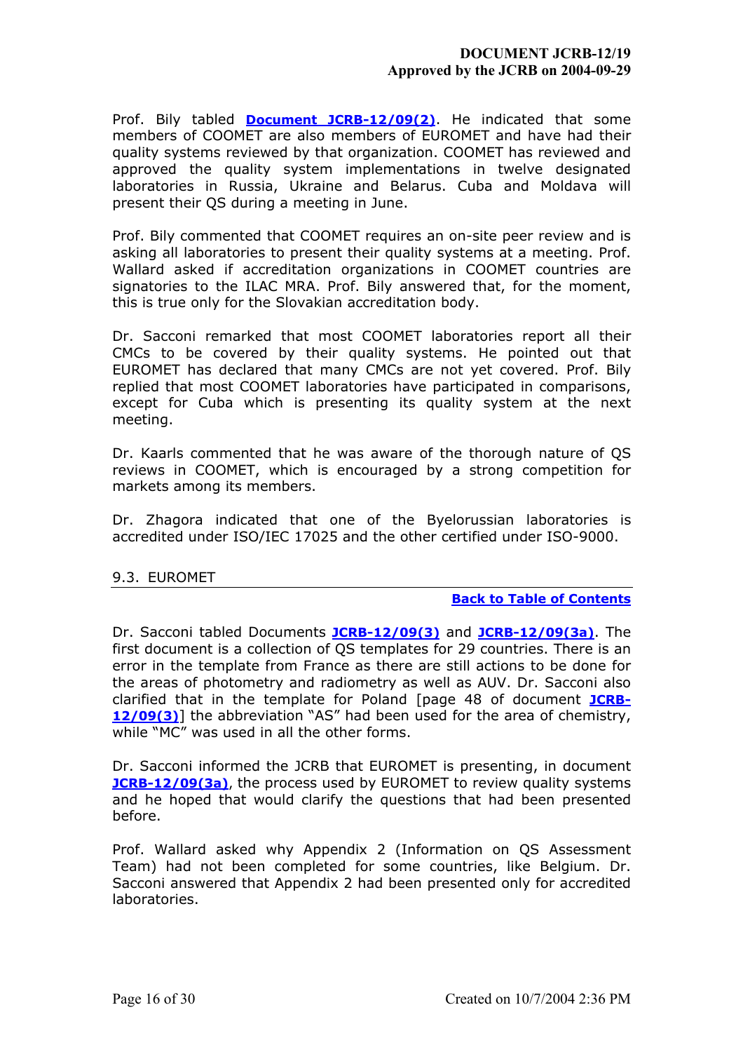Prof. Bily tabled **Document JCRB-12/09(2)**. He indicated that some members of COOMET are also members of EUROMET and have had their quality systems reviewed by that organization. COOMET has reviewed and approved the quality system implementations in twelve designated laboratories in Russia, Ukraine and Belarus. Cuba and Moldava will present their QS during a meeting in June.

Prof. Bily commented that COOMET requires an on-site peer review and is asking all laboratories to present their quality systems at a meeting. Prof. Wallard asked if accreditation organizations in COOMET countries are signatories to the ILAC MRA. Prof. Bily answered that, for the moment, this is true only for the Slovakian accreditation body.

Dr. Sacconi remarked that most COOMET laboratories report all their CMCs to be covered by their quality systems. He pointed out that EUROMET has declared that many CMCs are not yet covered. Prof. Bily replied that most COOMET laboratories have participated in comparisons, except for Cuba which is presenting its quality system at the next meeting.

Dr. Kaarls commented that he was aware of the thorough nature of QS reviews in COOMET, which is encouraged by a strong competition for markets among its members.

Dr. Zhagora indicated that one of the Byelorussian laboratories is accredited under ISO/IEC 17025 and the other certified under ISO-9000.

## 9.3. EUROMET

**Back to Table of Contents**

Dr. Sacconi tabled Documents **JCRB-12/09(3)** and **JCRB-12/09(3a)**. The first document is a collection of QS templates for 29 countries. There is an error in the template from France as there are still actions to be done for the areas of photometry and radiometry as well as AUV. Dr. Sacconi also clarified that in the template for Poland [page 48 of document **JCRB-12/09(3)**] the abbreviation "AS" had been used for the area of chemistry, while "MC" was used in all the other forms.

Dr. Sacconi informed the JCRB that EUROMET is presenting, in document **JCRB-12/09(3a)**, the process used by EUROMET to review quality systems and he hoped that would clarify the questions that had been presented before.

Prof. Wallard asked why Appendix 2 (Information on QS Assessment Team) had not been completed for some countries, like Belgium. Dr. Sacconi answered that Appendix 2 had been presented only for accredited laboratories.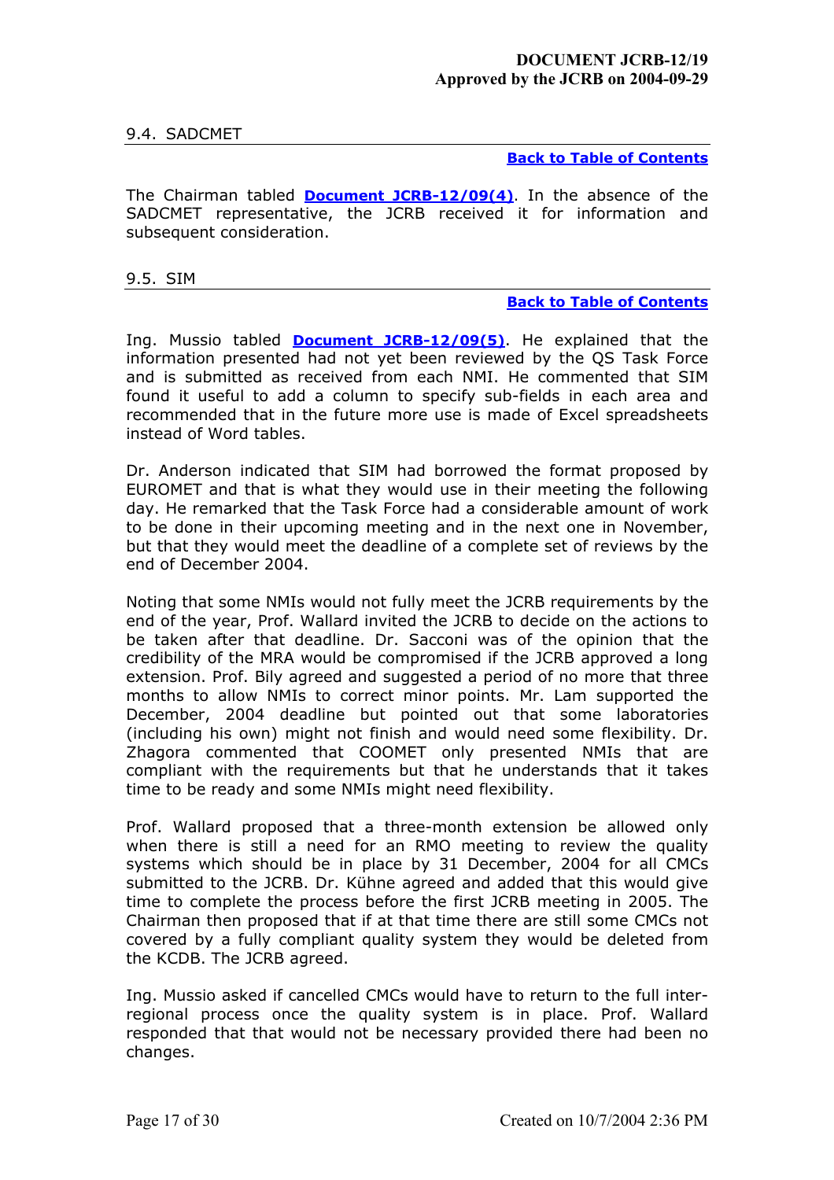### 9.4. SADCMET

**Back to Table of Contents**

The Chairman tabled **Document JCRB-12/09(4)**. In the absence of the SADCMET representative, the JCRB received it for information and subsequent consideration.

### 9.5. SIM

**Back to Table of Contents**

Ing. Mussio tabled **Document JCRB-12/09(5)**. He explained that the information presented had not yet been reviewed by the QS Task Force and is submitted as received from each NMI. He commented that SIM found it useful to add a column to specify sub-fields in each area and recommended that in the future more use is made of Excel spreadsheets instead of Word tables.

Dr. Anderson indicated that SIM had borrowed the format proposed by EUROMET and that is what they would use in their meeting the following day. He remarked that the Task Force had a considerable amount of work to be done in their upcoming meeting and in the next one in November, but that they would meet the deadline of a complete set of reviews by the end of December 2004.

Noting that some NMIs would not fully meet the JCRB requirements by the end of the year, Prof. Wallard invited the JCRB to decide on the actions to be taken after that deadline. Dr. Sacconi was of the opinion that the credibility of the MRA would be compromised if the JCRB approved a long extension. Prof. Bily agreed and suggested a period of no more that three months to allow NMIs to correct minor points. Mr. Lam supported the December, 2004 deadline but pointed out that some laboratories (including his own) might not finish and would need some flexibility. Dr. Zhagora commented that COOMET only presented NMIs that are compliant with the requirements but that he understands that it takes time to be ready and some NMIs might need flexibility.

Prof. Wallard proposed that a three-month extension be allowed only when there is still a need for an RMO meeting to review the quality systems which should be in place by 31 December, 2004 for all CMCs submitted to the JCRB. Dr. Kühne agreed and added that this would give time to complete the process before the first JCRB meeting in 2005. The Chairman then proposed that if at that time there are still some CMCs not covered by a fully compliant quality system they would be deleted from the KCDB. The JCRB agreed.

Ing. Mussio asked if cancelled CMCs would have to return to the full inter-regional process once the quality system is in place. Prof. Wallard responded that that would not be necessary provided there had been no changes.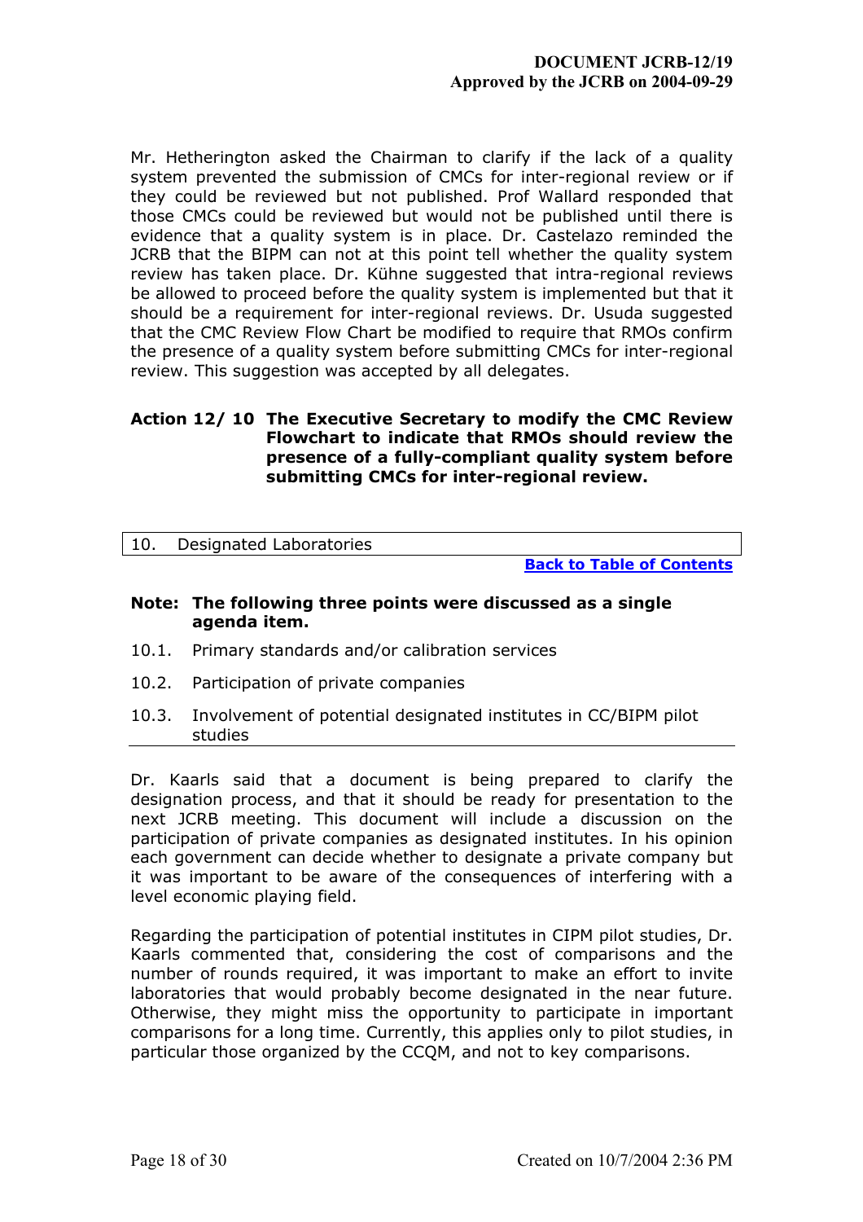Mr. Hetherington asked the Chairman to clarify if the lack of a quality system prevented the submission of CMCs for inter-regional review or if they could be reviewed but not published. Prof Wallard responded that those CMCs could be reviewed but would not be published until there is evidence that a quality system is in place. Dr. Castelazo reminded the JCRB that the BIPM can not at this point tell whether the quality system review has taken place. Dr. Kühne suggested that intra-regional reviews be allowed to proceed before the quality system is implemented but that it should be a requirement for inter-regional reviews. Dr. Usuda suggested that the CMC Review Flow Chart be modified to require that RMOs confirm the presence of a quality system before submitting CMCs for inter-regional review. This suggestion was accepted by all delegates.

**Action 12/ 10 The Executive Secretary to modify the CMC Review Flowchart to indicate that RMOs should review the presence of a fully-compliant quality system before submitting CMCs for inter-regional review.**

## 10. Designated Laboratories

Back to Table of Contents

**Note: The following three points were discussed as a single agenda item.**

10.1. Primary standards and/or calibration services

10.2. Participation of private companies

10.3. Involvement of potential designated institutes in CC/BIPM pilot studies

Dr. Kaarls said that a document is being prepared to clarify the designation process, and that it should be ready for presentation to the next JCRB meeting. This document will include a discussion on the participation of private companies as designated institutes. In his opinion each government can decide whether to designate a private company but it was important to be aware of the consequences of interfering with a level economic playing field.

Regarding the participation of potential institutes in CIPM pilot studies, Dr. Kaarls commented that, considering the cost of comparisons and the number of rounds required, it was important to make an effort to invite laboratories that would probably become designated in the near future. Otherwise, they might miss the opportunity to participate in important comparisons for a long time. Currently, this applies only to pilot studies, in particular those organized by the CCQM, and not to key comparisons.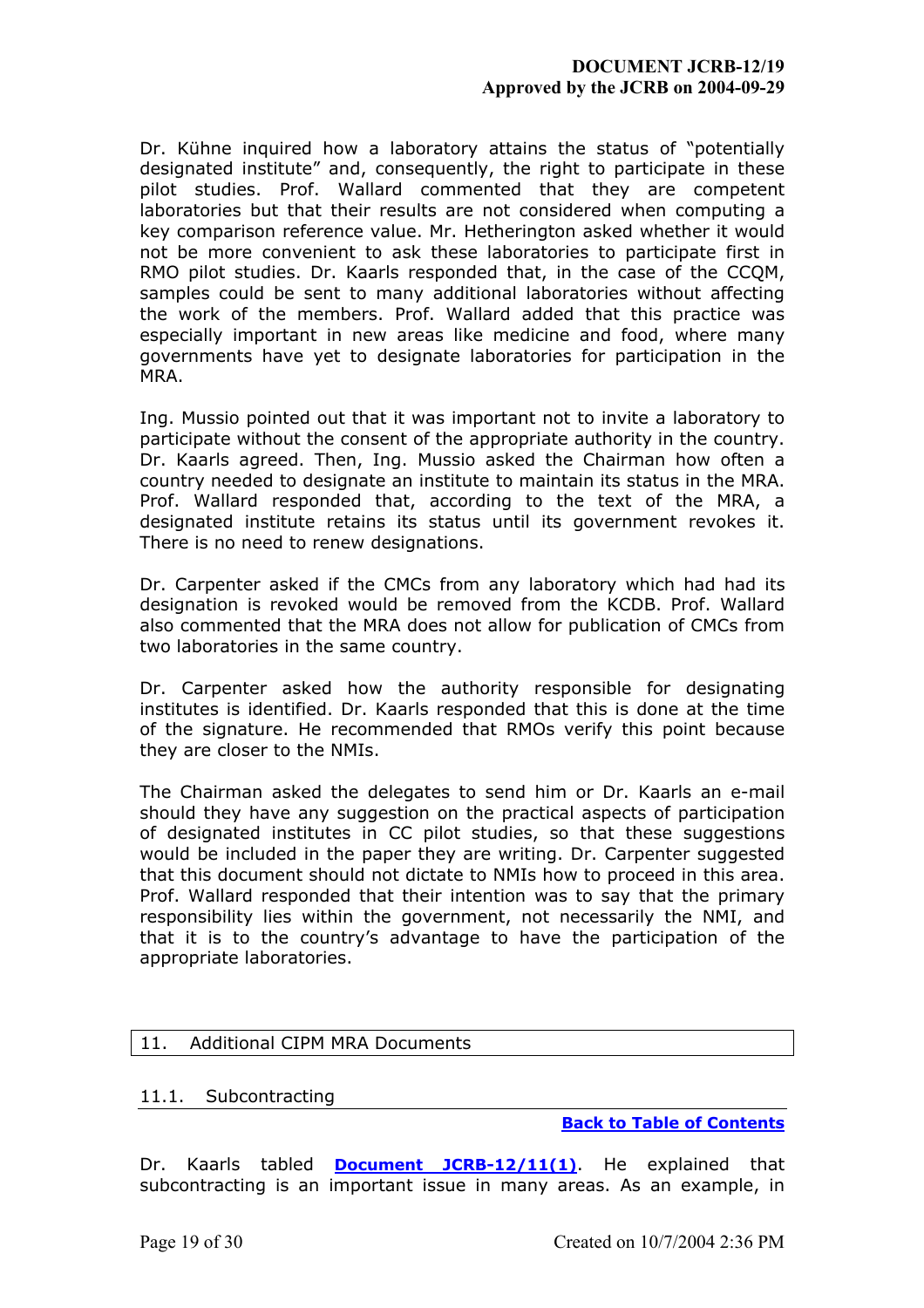Dr. Kühne inquired how a laboratory attains the status of "potentially designated institute" and, consequently, the right to participate in these pilot studies. Prof. Wallard commented that they are competent laboratories but that their results are not considered when computing a key comparison reference value. Mr. Hetherington asked whether it would not be more convenient to ask these laboratories to participate first in RMO pilot studies. Dr. Kaarls responded that, in the case of the CCQM, samples could be sent to many additional laboratories without affecting the work of the members. Prof. Wallard added that this practice was especially important in new areas like medicine and food, where many governments have yet to designate laboratories for participation in the MRA.

Ing. Mussio pointed out that it was important not to invite a laboratory to participate without the consent of the appropriate authority in the country. Dr. Kaarls agreed. Then, Ing. Mussio asked the Chairman how often a country needed to designate an institute to maintain its status in the MRA. Prof. Wallard responded that, according to the text of the MRA, a designated institute retains its status until its government revokes it. There is no need to renew designations.

Dr. Carpenter asked if the CMCs from any laboratory which had had its designation is revoked would be removed from the KCDB. Prof. Wallard also commented that the MRA does not allow for publication of CMCs from two laboratories in the same country.

Dr. Carpenter asked how the authority responsible for designating institutes is identified. Dr. Kaarls responded that this is done at the time of the signature. He recommended that RMOs verify this point because they are closer to the NMIs.

The Chairman asked the delegates to send him or Dr. Kaarls an e-mail should they have any suggestion on the practical aspects of participation of designated institutes in CC pilot studies, so that these suggestions would be included in the paper they are writing. Dr. Carpenter suggested that this document should not dictate to NMIs how to proceed in this area. Prof. Wallard responded that their intention was to say that the primary responsibility lies within the government, not necessarily the NMI, and that it is to the country's advantage to have the participation of the appropriate laboratories.

## 11. Additional CIPM MRA Documents

### 11.1. Subcontracting

**Back to Table of Contents**

Dr. Kaarls tabled **Document JCRB-12/11(1)**. He explained that subcontracting is an important issue in many areas. As an example, in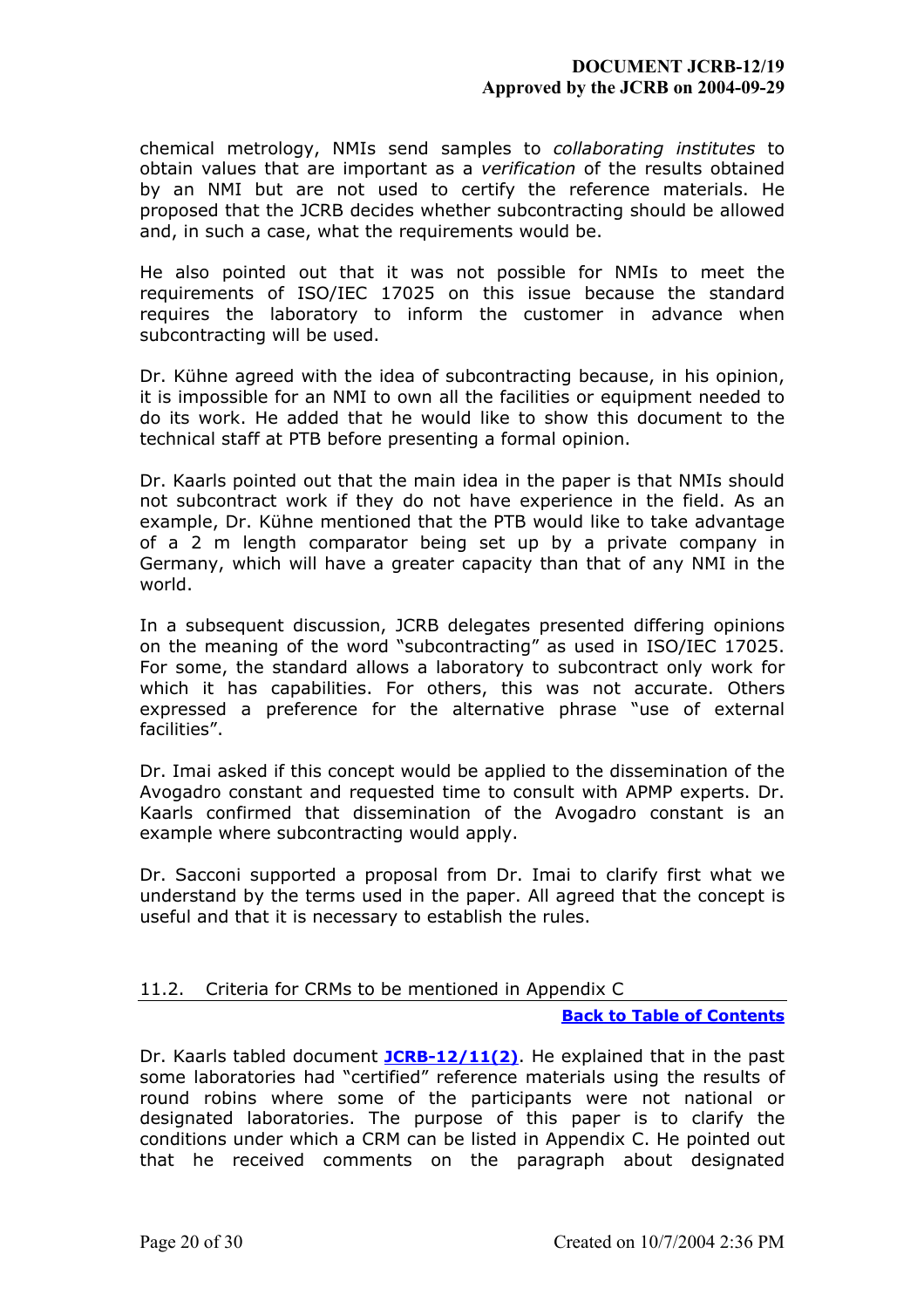chemical metrology, NMIs send samples to *collaborating institutes* to obtain values that are important as a *verification* of the results obtained by an NMI but are not used to certify the reference materials. He proposed that the JCRB decides whether subcontracting should be allowed and, in such a case, what the requirements would be.

He also pointed out that it was not possible for NMIs to meet the requirements of ISO/IEC 17025 on this issue because the standard requires the laboratory to inform the customer in advance when subcontracting will be used.

Dr. Kühne agreed with the idea of subcontracting because, in his opinion, it is impossible for an NMI to own all the facilities or equipment needed to do its work. He added that he would like to show this document to the technical staff at PTB before presenting a formal opinion.

Dr. Kaarls pointed out that the main idea in the paper is that NMIs should not subcontract work if they do not have experience in the field. As an example, Dr. Kühne mentioned that the PTB would like to take advantage of a 2 m length comparator being set up by a private company in Germany, which will have a greater capacity than that of any NMI in the world.

In a subsequent discussion, JCRB delegates presented differing opinions on the meaning of the word "subcontracting" as used in ISO/IEC 17025. For some, the standard allows a laboratory to subcontract only work for which it has capabilities. For others, this was not accurate. Others expressed a preference for the alternative phrase "use of external facilities".

Dr. Imai asked if this concept would be applied to the dissemination of the Avogadro constant and requested time to consult with APMP experts. Dr. Kaarls confirmed that dissemination of the Avogadro constant is an example where subcontracting would apply.

Dr. Sacconi supported a proposal from Dr. Imai to clarify first what we understand by the terms used in the paper. All agreed that the concept is useful and that it is necessary to establish the rules.

### 11.2. Criteria for CRMs to be mentioned in Appendix C

**Back to Table of Contents**

Dr. Kaarls tabled document **JCRB-12/11(2)**. He explained that in the past some laboratories had "certified" reference materials using the results of round robins where some of the participants were not national or designated laboratories. The purpose of this paper is to clarify the conditions under which a CRM can be listed in Appendix C. He pointed out that he received comments on the paragraph about designated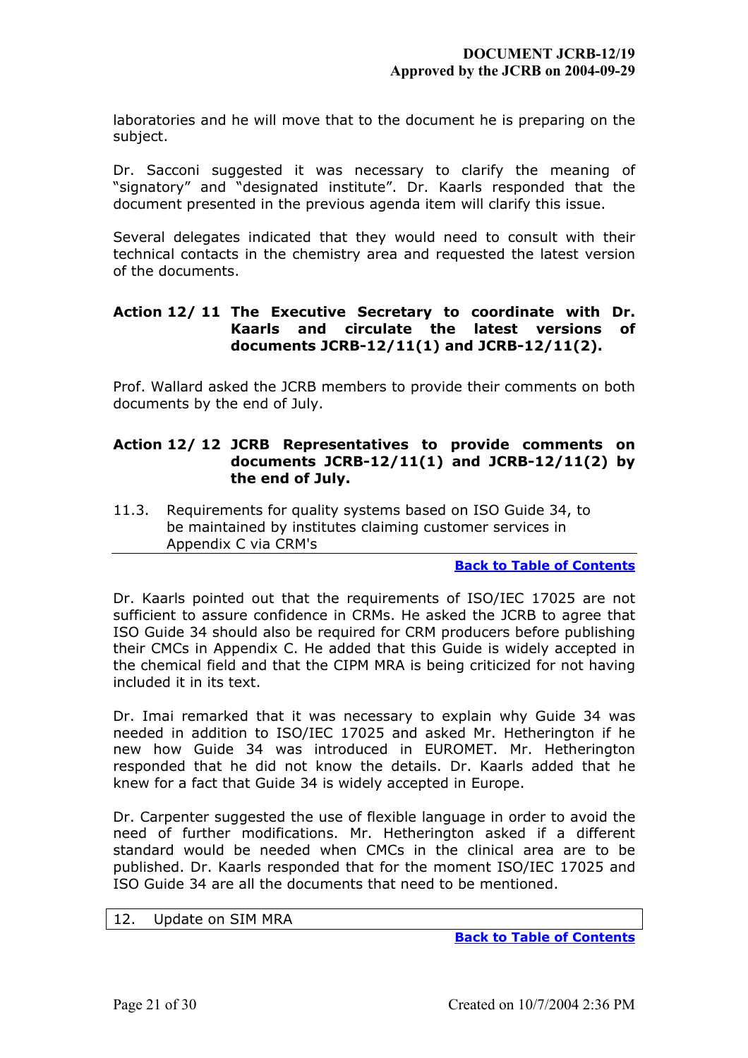laboratories and he will move that to the document he is preparing on the subject.

Dr. Sacconi suggested it was necessary to clarify the meaning of "signatory" and "designated institute". Dr. Kaarls responded that the document presented in the previous agenda item will clarify this issue.

Several delegates indicated that they would need to consult with their technical contacts in the chemistry area and requested the latest version of the documents.

**Action 12/ 11 The Executive Secretary to coordinate with Dr. Kaarls and circulate the latest versions of documents JCRB-12/11(1) and JCRB-12/11(2).**

Prof. Wallard asked the JCRB members to provide their comments on both documents by the end of July.

**Action 12/ 12 JCRB Representatives to provide comments on documents JCRB-12/11(1) and JCRB-12/11(2) by the end of July.**

11.3. Requirements for quality systems based on ISO Guide 34, to be maintained by institutes claiming customer services in Appendix C via CRM's

**Back to Table of Contents**

Dr. Kaarls pointed out that the requirements of ISO/IEC 17025 are not sufficient to assure confidence in CRMs. He asked the JCRB to agree that ISO Guide 34 should also be required for CRM producers before publishing their CMCs in Appendix C. He added that this Guide is widely accepted in the chemical field and that the CIPM MRA is being criticized for not having included it in its text.

Dr. Imai remarked that it was necessary to explain why Guide 34 was needed in addition to ISO/IEC 17025 and asked Mr. Hetherington if he new how Guide 34 was introduced in EUROMET. Mr. Hetherington responded that he did not know the details. Dr. Kaarls added that he knew for a fact that Guide 34 is widely accepted in Europe.

Dr. Carpenter suggested the use of flexible language in order to avoid the need of further modifications. Mr. Hetherington asked if a different standard would be needed when CMCs in the clinical area are to be published. Dr. Kaarls responded that for the moment ISO/IEC 17025 and ISO Guide 34 are all the documents that need to be mentioned.

12. Update on SIM MRA

**Back to Table of Contents**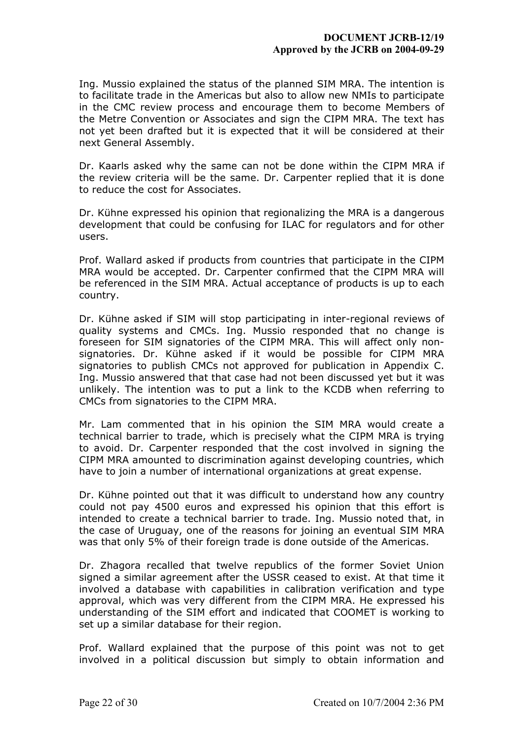Ing. Mussio explained the status of the planned SIM MRA. The intention is to facilitate trade in the Americas but also to allow new NMIs to participate in the CMC review process and encourage them to become Members of the Metre Convention or Associates and sign the CIPM MRA. The text has not yet been drafted but it is expected that it will be considered at their next General Assembly.

Dr. Kaarls asked why the same can not be done within the CIPM MRA if the review criteria will be the same. Dr. Carpenter replied that it is done to reduce the cost for Associates.

Dr. Kühne expressed his opinion that regionalizing the MRA is a dangerous development that could be confusing for ILAC for regulators and for other users.

Prof. Wallard asked if products from countries that participate in the CIPM MRA would be accepted. Dr. Carpenter confirmed that the CIPM MRA will be referenced in the SIM MRA. Actual acceptance of products is up to each country.

Dr. Kühne asked if SIM will stop participating in inter-regional reviews of quality systems and CMCs. Ing. Mussio responded that no change is foreseen for SIM signatories of the CIPM MRA. This will affect only non-signatories. Dr. Kühne asked if it would be possible for CIPM MRA signatories to publish CMCs not approved for publication in Appendix C. Ing. Mussio answered that that case had not been discussed yet but it was unlikely. The intention was to put a link to the KCDB when referring to CMCs from signatories to the CIPM MRA.

Mr. Lam commented that in his opinion the SIM MRA would create a technical barrier to trade, which is precisely what the CIPM MRA is trying to avoid. Dr. Carpenter responded that the cost involved in signing the CIPM MRA amounted to discrimination against developing countries, which have to join a number of international organizations at great expense.

Dr. Kühne pointed out that it was difficult to understand how any country could not pay 4500 euros and expressed his opinion that this effort is intended to create a technical barrier to trade. Ing. Mussio noted that, in the case of Uruguay, one of the reasons for joining an eventual SIM MRA was that only 5% of their foreign trade is done outside of the Americas.

Dr. Zhagora recalled that twelve republics of the former Soviet Union signed a similar agreement after the USSR ceased to exist. At that time it involved a database with capabilities in calibration verification and type approval, which was very different from the CIPM MRA. He expressed his understanding of the SIM effort and indicated that COOMET is working to set up a similar database for their region.

Prof. Wallard explained that the purpose of this point was not to get involved in a political discussion but simply to obtain information and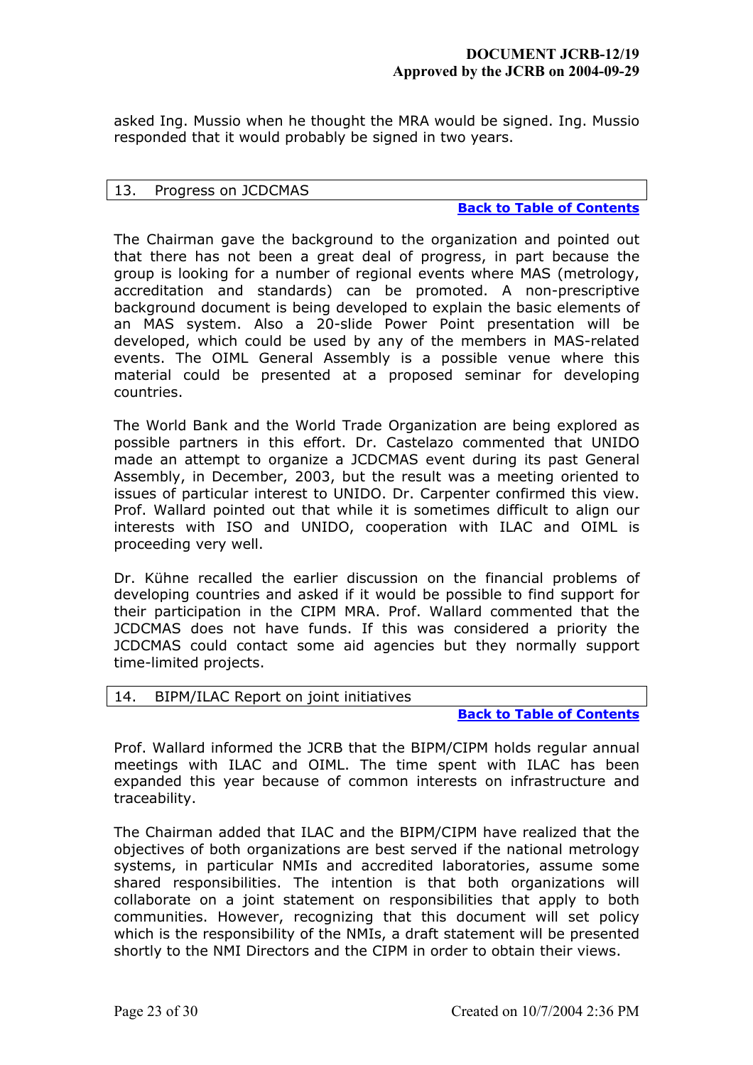asked Ing. Mussio when he thought the MRA would be signed. Ing. Mussio responded that it would probably be signed in two years.

## 13. Progress on JCDCMAS

**Back to Table of Contents**

The Chairman gave the background to the organization and pointed out that there has not been a great deal of progress, in part because the group is looking for a number of regional events where MAS (metrology, accreditation and standards) can be promoted. A non-prescriptive background document is being developed to explain the basic elements of an MAS system. Also a 20-slide Power Point presentation will be developed, which could be used by any of the members in MAS-related events. The OIML General Assembly is a possible venue where this material could be presented at a proposed seminar for developing countries.

The World Bank and the World Trade Organization are being explored as possible partners in this effort. Dr. Castelazo commented that UNIDO made an attempt to organize a JCDCMAS event during its past General Assembly, in December, 2003, but the result was a meeting oriented to issues of particular interest to UNIDO. Dr. Carpenter confirmed this view. Prof. Wallard pointed out that while it is sometimes difficult to align our interests with ISO and UNIDO, cooperation with ILAC and OIML is proceeding very well.

Dr. Kühne recalled the earlier discussion on the financial problems of developing countries and asked if it would be possible to find support for their participation in the CIPM MRA. Prof. Wallard commented that the JCDCMAS does not have funds. If this was considered a priority the JCDCMAS could contact some aid agencies but they normally support time-limited projects.

## 14. BIPM/ILAC Report on joint initiatives

**Back to Table of Contents**

Prof. Wallard informed the JCRB that the BIPM/CIPM holds regular annual meetings with ILAC and OIML. The time spent with ILAC has been expanded this year because of common interests on infrastructure and traceability.

The Chairman added that ILAC and the BIPM/CIPM have realized that the objectives of both organizations are best served if the national metrology systems, in particular NMIs and accredited laboratories, assume some shared responsibilities. The intention is that both organizations will collaborate on a joint statement on responsibilities that apply to both communities. However, recognizing that this document will set policy which is the responsibility of the NMIs, a draft statement will be presented shortly to the NMI Directors and the CIPM in order to obtain their views.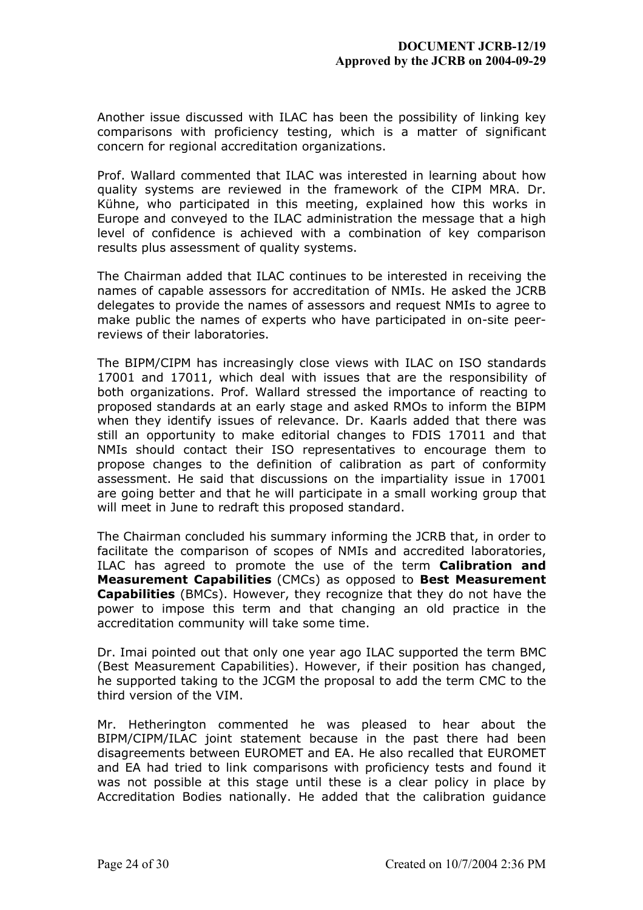Another issue discussed with ILAC has been the possibility of linking key comparisons with proficiency testing, which is a matter of significant concern for regional accreditation organizations.

Prof. Wallard commented that ILAC was interested in learning about how quality systems are reviewed in the framework of the CIPM MRA. Dr. Kühne, who participated in this meeting, explained how this works in Europe and conveyed to the ILAC administration the message that a high level of confidence is achieved with a combination of key comparison results plus assessment of quality systems.

The Chairman added that ILAC continues to be interested in receiving the names of capable assessors for accreditation of NMIs. He asked the JCRB delegates to provide the names of assessors and request NMIs to agree to make public the names of experts who have participated in on-site peer-reviews of their laboratories.

The BIPM/CIPM has increasingly close views with ILAC on ISO standards 17001 and 17011, which deal with issues that are the responsibility of both organizations. Prof. Wallard stressed the importance of reacting to proposed standards at an early stage and asked RMOs to inform the BIPM when they identify issues of relevance. Dr. Kaarls added that there was still an opportunity to make editorial changes to FDIS 17011 and that NMIs should contact their ISO representatives to encourage them to propose changes to the definition of calibration as part of conformity assessment. He said that discussions on the impartiality issue in 17001 are going better and that he will participate in a small working group that will meet in June to redraft this proposed standard.

The Chairman concluded his summary informing the JCRB that, in order to facilitate the comparison of scopes of NMIs and accredited laboratories, ILAC has agreed to promote the use of the term **Calibration and Measurement Capabilities** (CMCs) as opposed to **Best Measurement Capabilities** (BMCs). However, they recognize that they do not have the power to impose this term and that changing an old practice in the accreditation community will take some time.

Dr. Imai pointed out that only one year ago ILAC supported the term BMC (Best Measurement Capabilities). However, if their position has changed, he supported taking to the JCGM the proposal to add the term CMC to the third version of the VIM.

Mr. Hetherington commented he was pleased to hear about the BIPM/CIPM/ILAC joint statement because in the past there had been disagreements between EUROMET and EA. He also recalled that EUROMET and EA had tried to link comparisons with proficiency tests and found it was not possible at this stage until these is a clear policy in place by Accreditation Bodies nationally. He added that the calibration guidance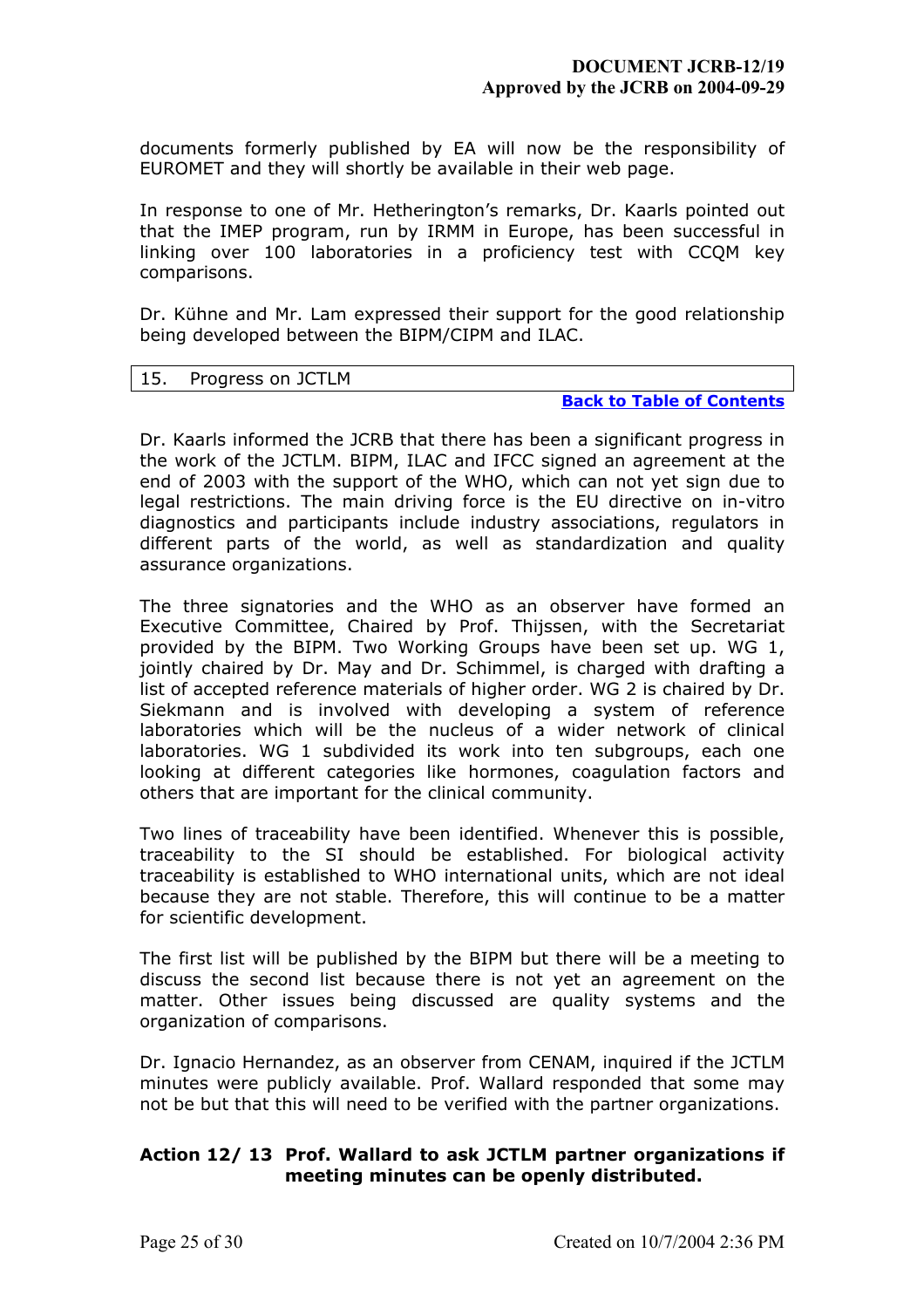documents formerly published by EA will now be the responsibility of EUROMET and they will shortly be available in their web page.

In response to one of Mr. Hetherington's remarks, Dr. Kaarls pointed out that the IMEP program, run by IRMM in Europe, has been successful in linking over 100 laboratories in a proficiency test with CCQM key comparisons.

Dr. Kühne and Mr. Lam expressed their support for the good relationship being developed between the BIPM/CIPM and ILAC.

## 15. Progress on JCTLM

**Back to Table of Contents**

Dr. Kaarls informed the JCRB that there has been a significant progress in the work of the JCTLM. BIPM, ILAC and IFCC signed an agreement at the end of 2003 with the support of the WHO, which can not yet sign due to legal restrictions. The main driving force is the EU directive on in-vitro diagnostics and participants include industry associations, regulators in different parts of the world, as well as standardization and quality assurance organizations.

The three signatories and the WHO as an observer have formed an Executive Committee, Chaired by Prof. Thijssen, with the Secretariat provided by the BIPM. Two Working Groups have been set up. WG 1, jointly chaired by Dr. May and Dr. Schimmel, is charged with drafting a list of accepted reference materials of higher order. WG 2 is chaired by Dr. Siekmann and is involved with developing a system of reference laboratories which will be the nucleus of a wider network of clinical laboratories. WG 1 subdivided its work into ten subgroups, each one looking at different categories like hormones, coagulation factors and others that are important for the clinical community.

Two lines of traceability have been identified. Whenever this is possible, traceability to the SI should be established. For biological activity traceability is established to WHO international units, which are not ideal because they are not stable. Therefore, this will continue to be a matter for scientific development.

The first list will be published by the BIPM but there will be a meeting to discuss the second list because there is not yet an agreement on the matter. Other issues being discussed are quality systems and the organization of comparisons.

Dr. Ignacio Hernandez, as an observer from CENAM, inquired if the JCTLM minutes were publicly available. Prof. Wallard responded that some may not be but that this will need to be verified with the partner organizations.

**Action 12/ 13 Prof. Wallard to ask JCTLM partner organizations if meeting minutes can be openly distributed.**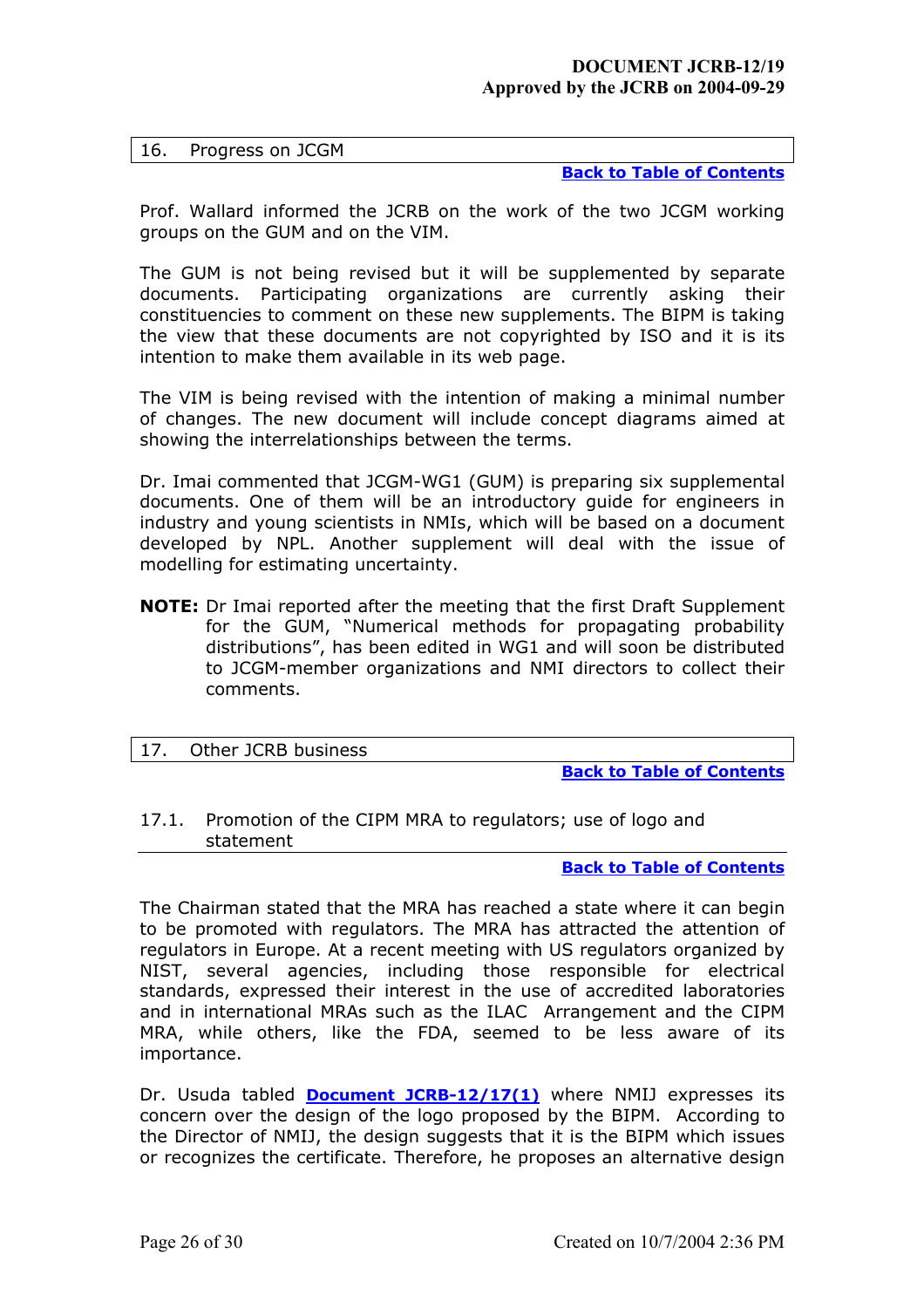## 16. Progress on JCGM

**Back to Table of Contents**

Prof. Wallard informed the JCRB on the work of the two JCGM working groups on the GUM and on the VIM.

The GUM is not being revised but it will be supplemented by separate documents. Participating organizations are currently asking their constituencies to comment on these new supplements. The BIPM is taking the view that these documents are not copyrighted by ISO and it is its intention to make them available in its web page.

The VIM is being revised with the intention of making a minimal number of changes. The new document will include concept diagrams aimed at showing the interrelationships between the terms.

Dr. Imai commented that JCGM-WG1 (GUM) is preparing six supplemental documents. One of them will be an introductory guide for engineers in industry and young scientists in NMIs, which will be based on a document developed by NPL. Another supplement will deal with the issue of modelling for estimating uncertainty.

**NOTE:** Dr Imai reported after the meeting that the first Draft Supplement for the GUM, "Numerical methods for propagating probability distributions", has been edited in WG1 and will soon be distributed to JCGM-member organizations and NMI directors to collect their comments.

## 17. Other JCRB business

**Back to Table of Contents**

### 17.1. Promotion of the CIPM MRA to regulators; use of logo and statement

**Back to Table of Contents**

The Chairman stated that the MRA has reached a state where it can begin to be promoted with regulators. The MRA has attracted the attention of regulators in Europe. At a recent meeting with US regulators organized by NIST, several agencies, including those responsible for electrical standards, expressed their interest in the use of accredited laboratories and in international MRAs such as the ILAC Arrangement and the CIPM MRA, while others, like the FDA, seemed to be less aware of its importance.

Dr. Usuda tabled **Document JCRB-12/17(1)** where NMIJ expresses its concern over the design of the logo proposed by the BIPM. According to the Director of NMIJ, the design suggests that it is the BIPM which issues or recognizes the certificate. Therefore, he proposes an alternative design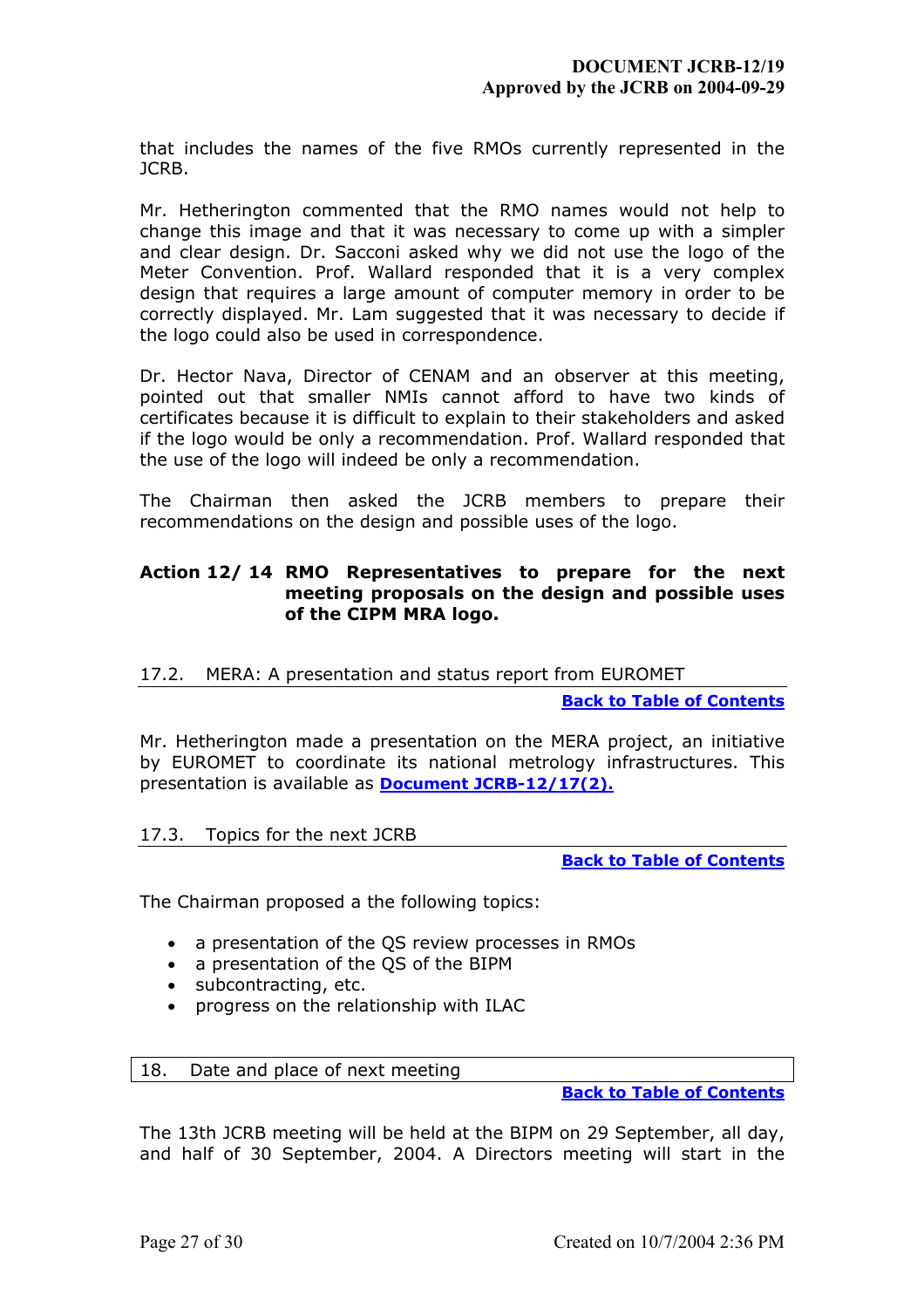that includes the names of the five RMOs currently represented in the JCRB.

Mr. Hetherington commented that the RMO names would not help to change this image and that it was necessary to come up with a simpler and clear design. Dr. Sacconi asked why we did not use the logo of the Meter Convention. Prof. Wallard responded that it is a very complex design that requires a large amount of computer memory in order to be correctly displayed. Mr. Lam suggested that it was necessary to decide if the logo could also be used in correspondence.

Dr. Hector Nava, Director of CENAM and an observer at this meeting, pointed out that smaller NMIs cannot afford to have two kinds of certificates because it is difficult to explain to their stakeholders and asked if the logo would be only a recommendation. Prof. Wallard responded that the use of the logo will indeed be only a recommendation.

The Chairman then asked the JCRB members to prepare their recommendations on the design and possible uses of the logo.

**Action 12/ 14 RMO Representatives to prepare for the next meeting proposals on the design and possible uses of the CIPM MRA logo.**

### 17.2. MERA: A presentation and status report from EUROMET

**Back to Table of Contents**

Mr. Hetherington made a presentation on the MERA project, an initiative by EUROMET to coordinate its national metrology infrastructures. This presentation is available as **Document JCRB-12/17(2).**

### 17.3. Topics for the next JCRB

**Back to Table of Contents**

The Chairman proposed a the following topics:

- a presentation of the QS review processes in RMOs
- a presentation of the QS of the BIPM
- subcontracting, etc.
- progress on the relationship with ILAC

## 18. Date and place of next meeting

**Back to Table of Contents**

The 13th JCRB meeting will be held at the BIPM on 29 September, all day, and half of 30 September, 2004. A Directors meeting will start in the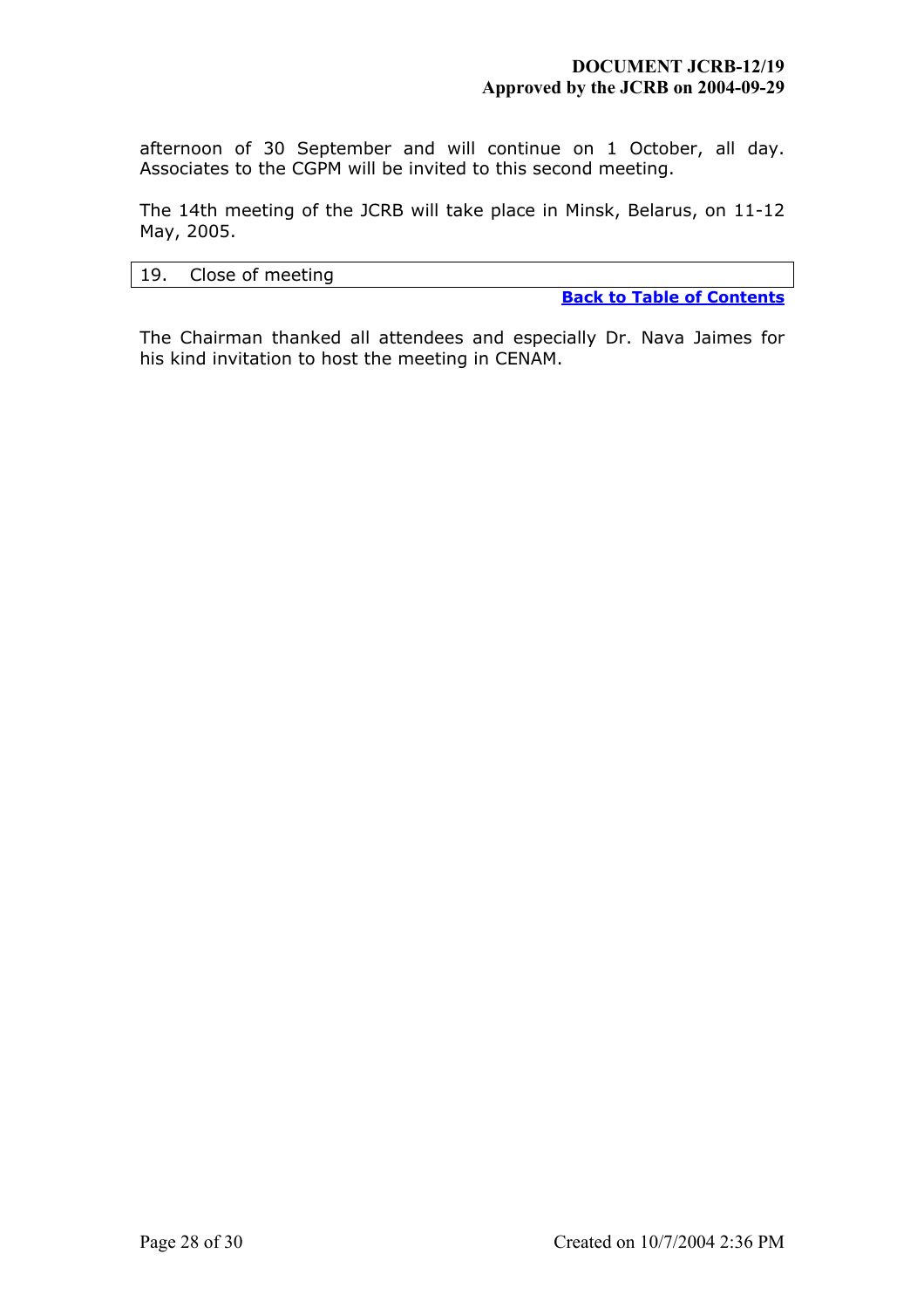afternoon of 30 September and will continue on 1 October, all day. Associates to the CGPM will be invited to this second meeting.

The 14th meeting of the JCRB will take place in Minsk, Belarus, on 11-12 May, 2005.

## 19. Close of meeting

**Back to Table of Contents**

The Chairman thanked all attendees and especially Dr. Nava Jaimes for his kind invitation to host the meeting in CENAM.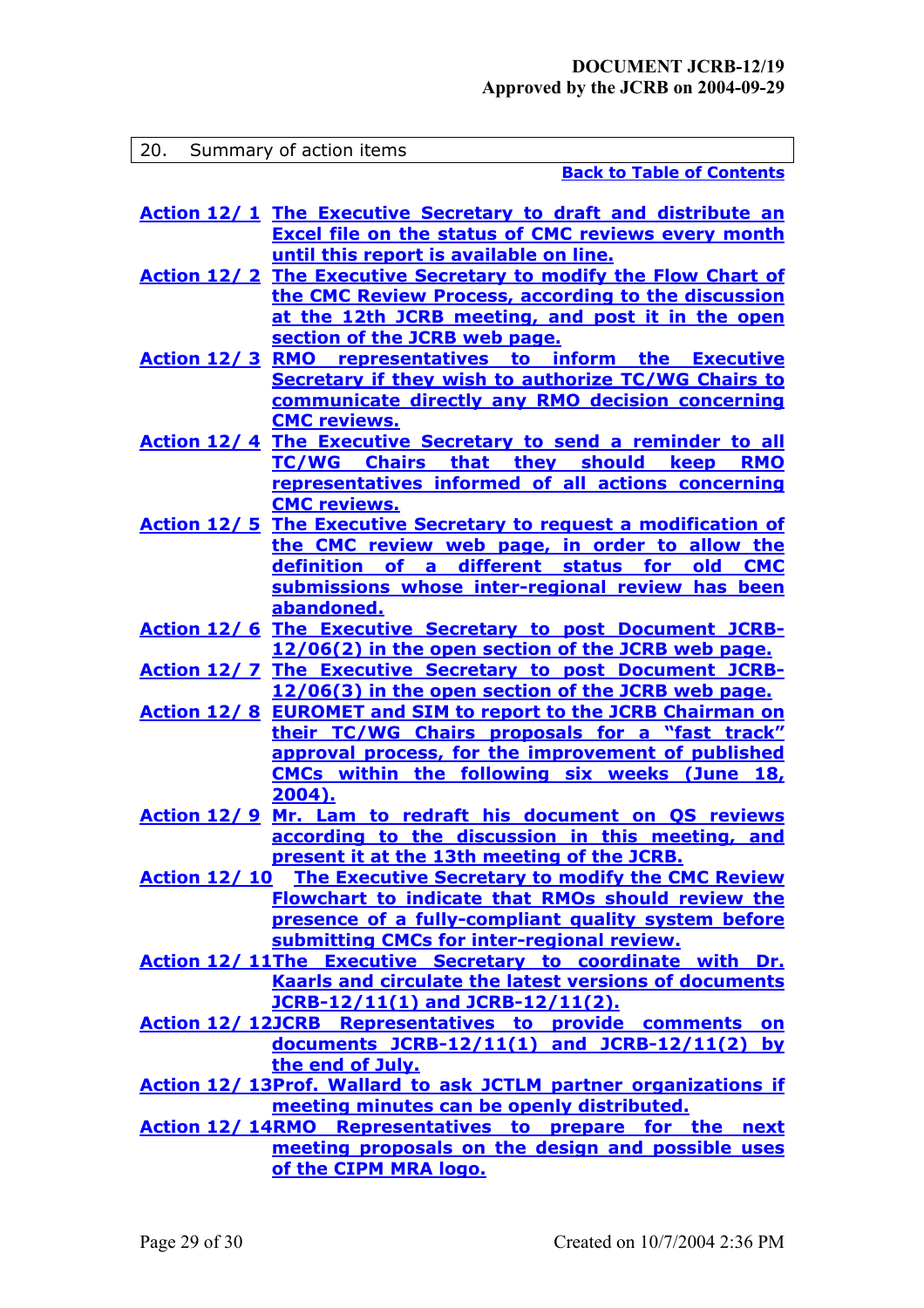## 20. Summary of action items

**Back to Table of Contents**

**Action 12/ 1** **The Executive Secretary to draft and distribute an Excel file on the status of CMC reviews every month until this report is available on line.**

**Action 12/ 2** **The Executive Secretary to modify the Flow Chart of the CMC Review Process, according to the discussion at the 12th JCRB meeting, and post it in the open section of the JCRB web page.**

**Action 12/ 3** **RMO representatives to inform the Executive Secretary if they wish to authorize TC/WG Chairs to communicate directly any RMO decision concerning CMC reviews.**

**Action 12/ 4** **The Executive Secretary to send a reminder to all TC/WG Chairs that they should keep RMO representatives informed of all actions concerning CMC reviews.**

**Action 12/ 5** **The Executive Secretary to request a modification of the CMC review web page, in order to allow the definition of a different status for old CMC submissions whose inter-regional review has been abandoned.**

**Action 12/ 6** **The Executive Secretary to post Document JCRB-12/06(2) in the open section of the JCRB web page.**

**Action 12/ 7** **The Executive Secretary to post Document JCRB-12/06(3) in the open section of the JCRB web page.**

**Action 12/ 8** **EUROMET and SIM to report to the JCRB Chairman on their TC/WG Chairs proposals for a "fast track" approval process, for the improvement of published CMCs within the following six weeks (June 18, 2004).**

**Action 12/ 9** **Mr. Lam to redraft his document on QS reviews according to the discussion in this meeting, and present it at the 13th meeting of the JCRB.**

**Action 12/ 10** **The Executive Secretary to modify the CMC Review Flowchart to indicate that RMOs should review the presence of a fully-compliant quality system before submitting CMCs for inter-regional review.**

**Action 12/ 11** **The Executive Secretary to coordinate with Dr. Kaarls and circulate the latest versions of documents JCRB-12/11(1) and JCRB-12/11(2).**

**Action 12/ 12** **JCRB Representatives to provide comments on documents JCRB-12/11(1) and JCRB-12/11(2) by the end of July.**

**Action 12/ 13** **Prof. Wallard to ask JCTLM partner organizations if meeting minutes can be openly distributed.**

**Action 12/ 14** **RMO Representatives to prepare for the next meeting proposals on the design and possible uses of the CIPM MRA logo.**